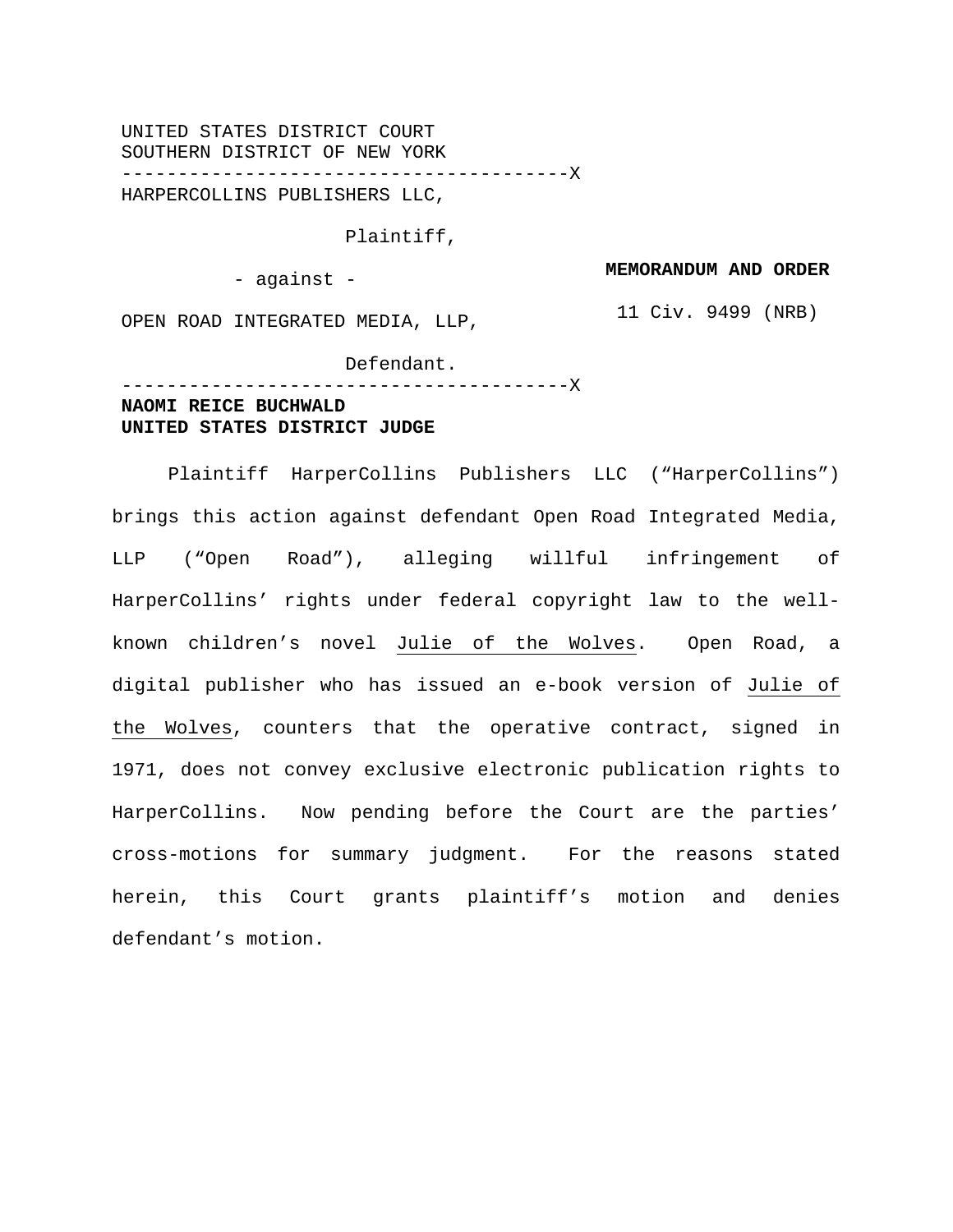UNITED STATES DISTRICT COURT
SOUTHERN DISTRICT OF NEW YORK

----------------------------------------X

HARPERCOLLINS PUBLISHERS LLC,

Plaintiff,

- against -

OPEN ROAD INTEGRATED MEDIA, LLP,

Defendant.

----------------------------------------X

**MEMORANDUM AND ORDER**

11 Civ. 9499 (NRB)

**NAOMI REICE BUCHWALD**
**UNITED STATES DISTRICT JUDGE**

Plaintiff HarperCollins Publishers LLC ("HarperCollins") brings this action against defendant Open Road Integrated Media, LLP ("Open Road"), alleging willful infringement of HarperCollins' rights under federal copyright law to the well-known children's novel Julie of the Wolves. Open Road, a digital publisher who has issued an e-book version of Julie of the Wolves, counters that the operative contract, signed in 1971, does not convey exclusive electronic publication rights to HarperCollins. Now pending before the Court are the parties' cross-motions for summary judgment. For the reasons stated herein, this Court grants plaintiff's motion and denies defendant's motion.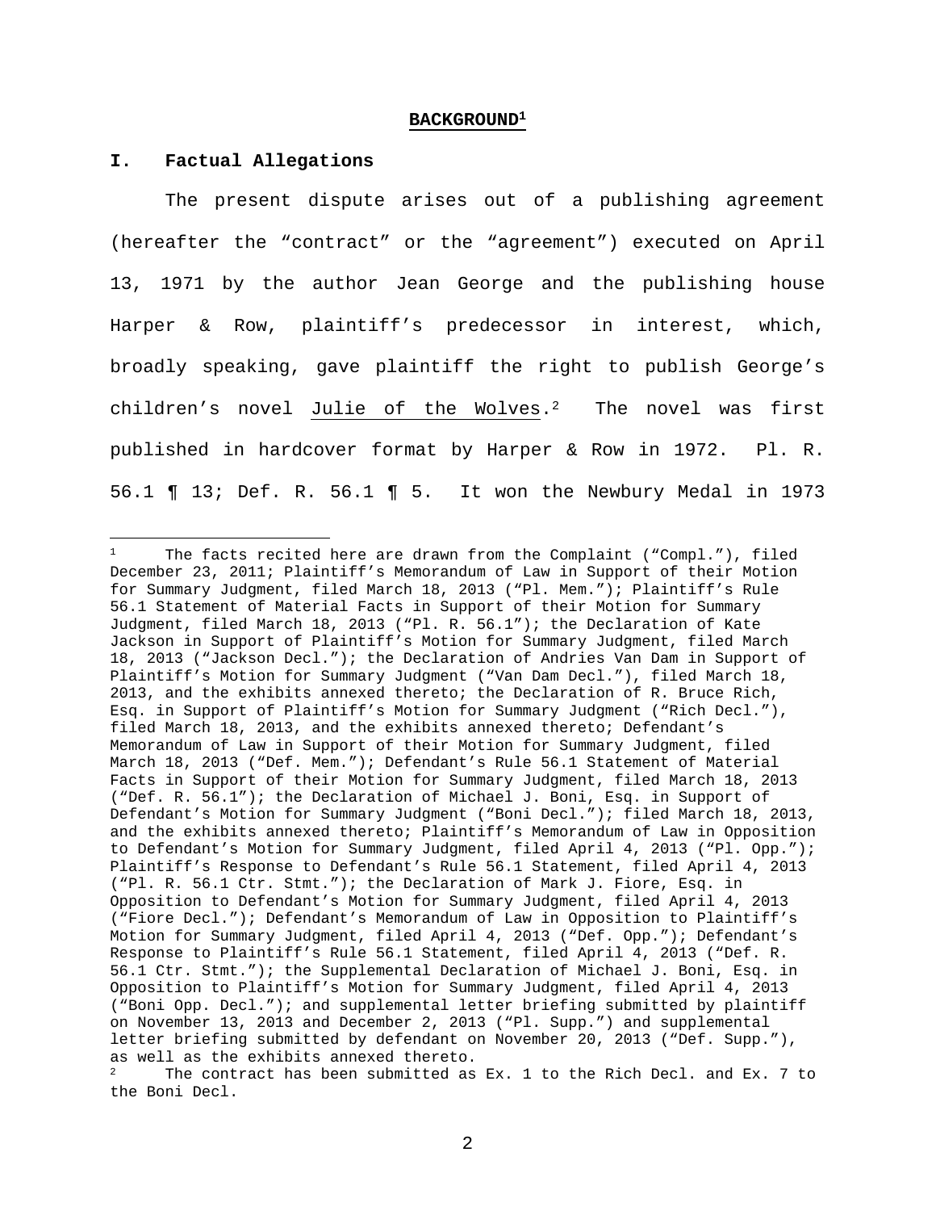## BACKGROUND[1]

### I. Factual Allegations

The present dispute arises out of a publishing agreement (hereafter the "contract" or the "agreement") executed on April 13, 1971 by the author Jean George and the publishing house Harper & Row, plaintiff's predecessor in interest, which, broadly speaking, gave plaintiff the right to publish George's children's novel Julie of the Wolves.[2] The novel was first published in hardcover format by Harper & Row in 1972. Pl. R. 56.1 ¶ 13; Def. R. 56.1 ¶ 5. It won the Newbury Medal in 1973

---

[1] The facts recited here are drawn from the Complaint ("Compl."), filed December 23, 2011; Plaintiff's Memorandum of Law in Support of their Motion for Summary Judgment, filed March 18, 2013 ("Pl. Mem."); Plaintiff's Rule 56.1 Statement of Material Facts in Support of their Motion for Summary Judgment, filed March 18, 2013 ("Pl. R. 56.1"); the Declaration of Kate Jackson in Support of Plaintiff's Motion for Summary Judgment, filed March 18, 2013 ("Jackson Decl."); the Declaration of Andries Van Dam in Support of Plaintiff's Motion for Summary Judgment ("Van Dam Decl."), filed March 18, 2013, and the exhibits annexed thereto; the Declaration of R. Bruce Rich, Esq. in Support of Plaintiff's Motion for Summary Judgment ("Rich Decl."), filed March 18, 2013, and the exhibits annexed thereto; Defendant's Memorandum of Law in Support of their Motion for Summary Judgment, filed March 18, 2013 ("Def. Mem."); Defendant's Rule 56.1 Statement of Material Facts in Support of their Motion for Summary Judgment, filed March 18, 2013 ("Def. R. 56.1"); the Declaration of Michael J. Boni, Esq. in Support of Defendant's Motion for Summary Judgment ("Boni Decl."); filed March 18, 2013, and the exhibits annexed thereto; Plaintiff's Memorandum of Law in Opposition to Defendant's Motion for Summary Judgment, filed April 4, 2013 ("Pl. Opp."); Plaintiff's Response to Defendant's Rule 56.1 Statement, filed April 4, 2013 ("Pl. R. 56.1 Ctr. Stmt."); the Declaration of Mark J. Fiore, Esq. in Opposition to Defendant's Motion for Summary Judgment, filed April 4, 2013 ("Fiore Decl."); Defendant's Memorandum of Law in Opposition to Plaintiff's Motion for Summary Judgment, filed April 4, 2013 ("Def. Opp."); Defendant's Response to Plaintiff's Rule 56.1 Statement, filed April 4, 2013 ("Def. R. 56.1 Ctr. Stmt."); the Supplemental Declaration of Michael J. Boni, Esq. in Opposition to Plaintiff's Motion for Summary Judgment, filed April 4, 2013 ("Boni Opp. Decl."); and supplemental letter briefing submitted by plaintiff on November 13, 2013 and December 2, 2013 ("Pl. Supp.") and supplemental letter briefing submitted by defendant on November 20, 2013 ("Def. Supp."), as well as the exhibits annexed thereto.

[2] The contract has been submitted as Ex. 1 to the Rich Decl. and Ex. 7 to the Boni Decl.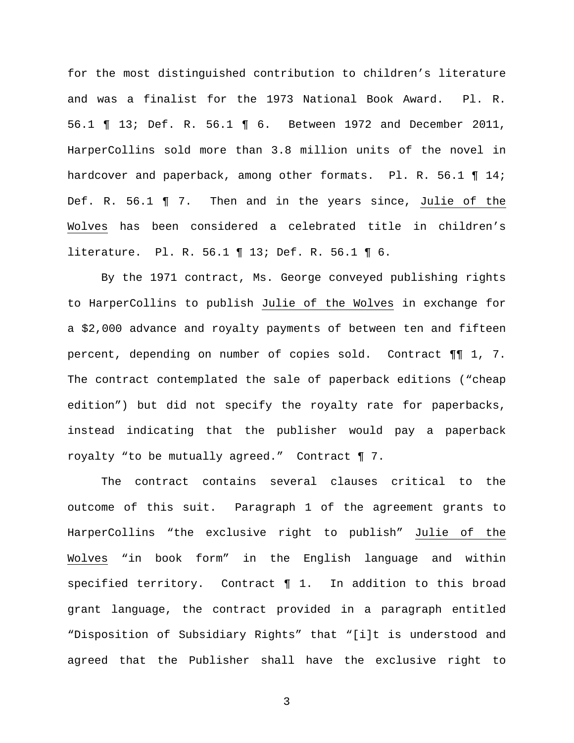for the most distinguished contribution to children's literature and was a finalist for the 1973 National Book Award. Pl. R. 56.1 ¶ 13; Def. R. 56.1 ¶ 6. Between 1972 and December 2011, HarperCollins sold more than 3.8 million units of the novel in hardcover and paperback, among other formats. Pl. R. 56.1 ¶ 14; Def. R. 56.1 ¶ 7. Then and in the years since, Julie of the Wolves has been considered a celebrated title in children's literature. Pl. R. 56.1 ¶ 13; Def. R. 56.1 ¶ 6.

By the 1971 contract, Ms. George conveyed publishing rights to HarperCollins to publish Julie of the Wolves in exchange for a $2,000 advance and royalty payments of between ten and fifteen percent, depending on number of copies sold. Contract ¶¶ 1, 7. The contract contemplated the sale of paperback editions ("cheap edition") but did not specify the royalty rate for paperbacks, instead indicating that the publisher would pay a paperback royalty "to be mutually agreed." Contract ¶ 7.

The contract contains several clauses critical to the outcome of this suit. Paragraph 1 of the agreement grants to HarperCollins "the exclusive right to publish" Julie of the Wolves "in book form" in the English language and within specified territory. Contract ¶ 1. In addition to this broad grant language, the contract provided in a paragraph entitled "Disposition of Subsidiary Rights" that "[i]t is understood and agreed that the Publisher shall have the exclusive right to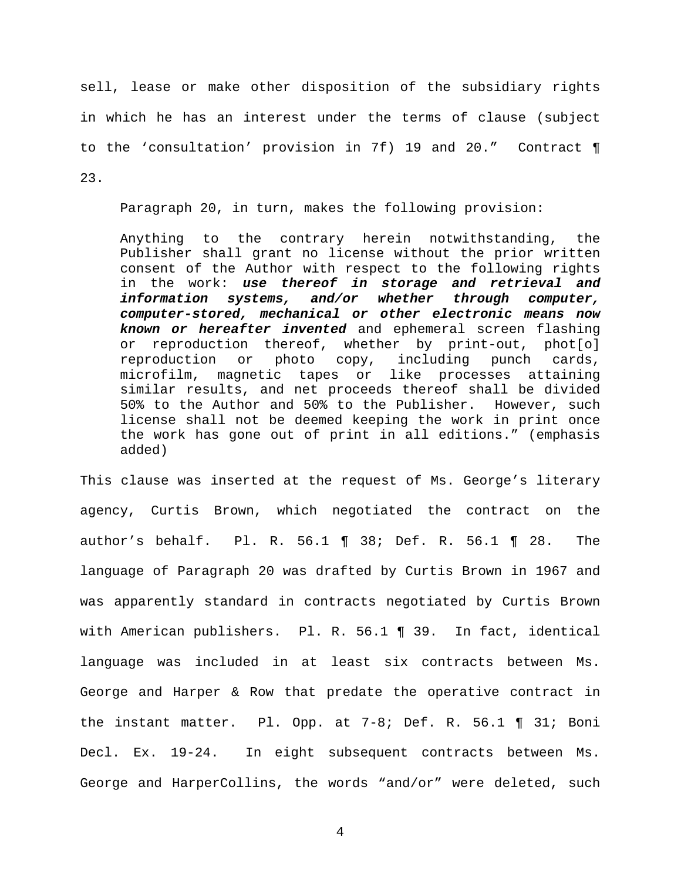sell, lease or make other disposition of the subsidiary rights in which he has an interest under the terms of clause (subject to the 'consultation' provision in 7f) 19 and 20." Contract ¶ 23.

Paragraph 20, in turn, makes the following provision:

> Anything to the contrary herein notwithstanding, the Publisher shall grant no license without the prior written consent of the Author with respect to the following rights in the work: ***use thereof in storage and retrieval and information systems, and/or whether through computer, computer-stored, mechanical or other electronic means now known or hereafter invented*** and ephemeral screen flashing or reproduction thereof, whether by print-out, phot[o] reproduction or photo copy, including punch cards, microfilm, magnetic tapes or like processes attaining similar results, and net proceeds thereof shall be divided 50% to the Author and 50% to the Publisher. However, such license shall not be deemed keeping the work in print once the work has gone out of print in all editions." (emphasis added)

This clause was inserted at the request of Ms. George's literary agency, Curtis Brown, which negotiated the contract on the author's behalf. Pl. R. 56.1 ¶ 38; Def. R. 56.1 ¶ 28. The language of Paragraph 20 was drafted by Curtis Brown in 1967 and was apparently standard in contracts negotiated by Curtis Brown with American publishers. Pl. R. 56.1 ¶ 39. In fact, identical language was included in at least six contracts between Ms. George and Harper & Row that predate the operative contract in the instant matter. Pl. Opp. at 7-8; Def. R. 56.1 ¶ 31; Boni Decl. Ex. 19-24. In eight subsequent contracts between Ms. George and HarperCollins, the words "and/or" were deleted, such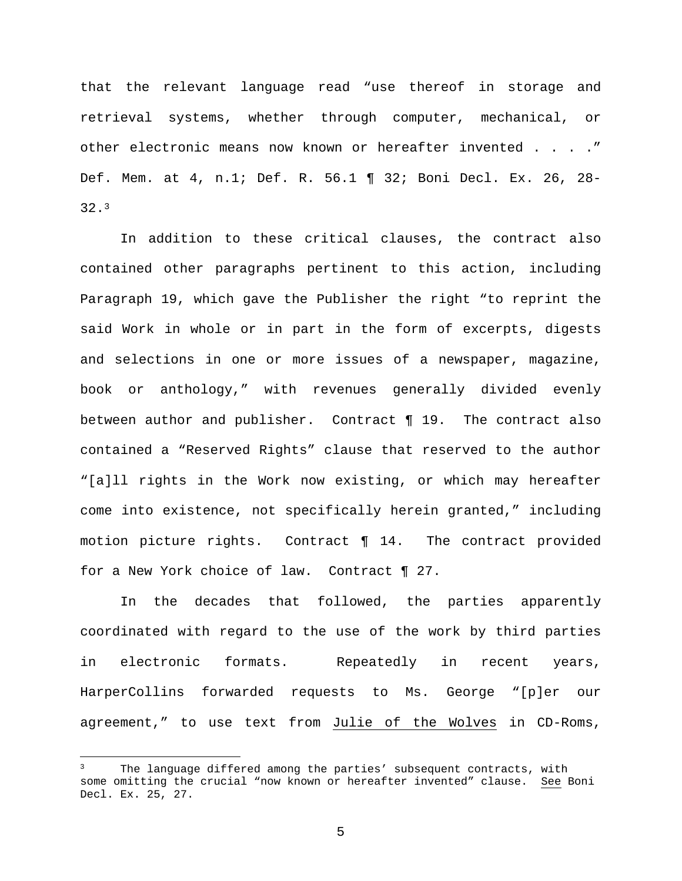that the relevant language read "use thereof in storage and retrieval systems, whether through computer, mechanical, or other electronic means now known or hereafter invented . . . ." Def. Mem. at 4, n.1; Def. R. 56.1 ¶ 32; Boni Decl. Ex. 26, 28-32.[3]

In addition to these critical clauses, the contract also contained other paragraphs pertinent to this action, including Paragraph 19, which gave the Publisher the right "to reprint the said Work in whole or in part in the form of excerpts, digests and selections in one or more issues of a newspaper, magazine, book or anthology," with revenues generally divided evenly between author and publisher. Contract ¶ 19. The contract also contained a "Reserved Rights" clause that reserved to the author "[a]ll rights in the Work now existing, or which may hereafter come into existence, not specifically herein granted," including motion picture rights. Contract ¶ 14. The contract provided for a New York choice of law. Contract ¶ 27.

In the decades that followed, the parties apparently coordinated with regard to the use of the work by third parties in electronic formats. Repeatedly in recent years, HarperCollins forwarded requests to Ms. George "[p]er our agreement," to use text from <u>Julie of the Wolves</u> in CD-Roms,

---

[3] The language differed among the parties' subsequent contracts, with some omitting the crucial "now known or hereafter invented" clause. <u>See</u> Boni Decl. Ex. 25, 27.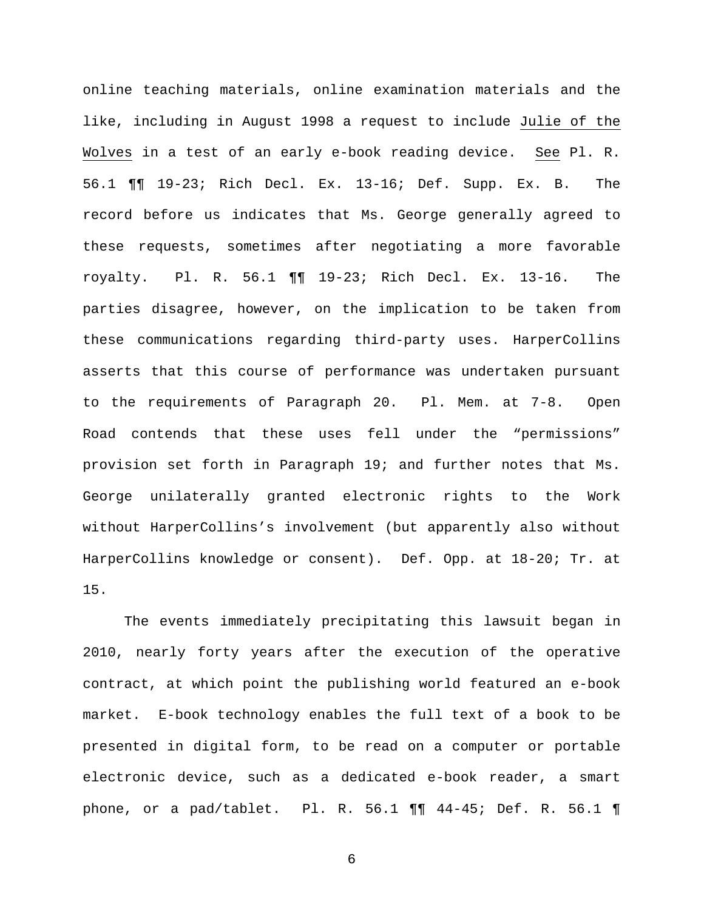online teaching materials, online examination materials and the like, including in August 1998 a request to include Julie of the Wolves in a test of an early e-book reading device. See Pl. R. 56.1 ¶¶ 19-23; Rich Decl. Ex. 13-16; Def. Supp. Ex. B. The record before us indicates that Ms. George generally agreed to these requests, sometimes after negotiating a more favorable royalty. Pl. R. 56.1 ¶¶ 19-23; Rich Decl. Ex. 13-16. The parties disagree, however, on the implication to be taken from these communications regarding third-party uses. HarperCollins asserts that this course of performance was undertaken pursuant to the requirements of Paragraph 20. Pl. Mem. at 7-8. Open Road contends that these uses fell under the "permissions" provision set forth in Paragraph 19; and further notes that Ms. George unilaterally granted electronic rights to the Work without HarperCollins's involvement (but apparently also without HarperCollins knowledge or consent). Def. Opp. at 18-20; Tr. at 15.

The events immediately precipitating this lawsuit began in 2010, nearly forty years after the execution of the operative contract, at which point the publishing world featured an e-book market. E-book technology enables the full text of a book to be presented in digital form, to be read on a computer or portable electronic device, such as a dedicated e-book reader, a smart phone, or a pad/tablet. Pl. R. 56.1 ¶¶ 44-45; Def. R. 56.1 ¶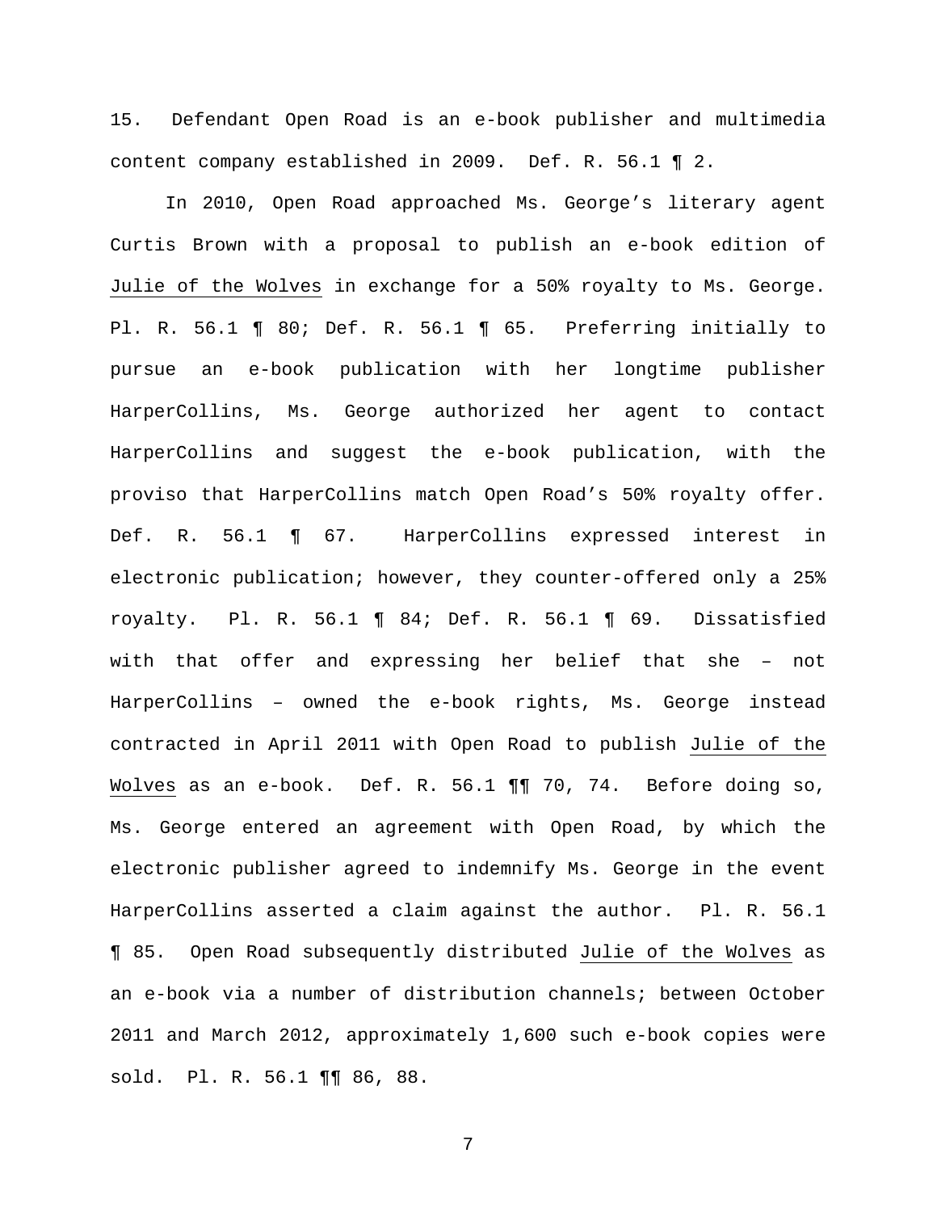15. Defendant Open Road is an e-book publisher and multimedia content company established in 2009. Def. R. 56.1 ¶ 2.

In 2010, Open Road approached Ms. George's literary agent Curtis Brown with a proposal to publish an e-book edition of Julie of the Wolves in exchange for a 50% royalty to Ms. George. Pl. R. 56.1 ¶ 80; Def. R. 56.1 ¶ 65. Preferring initially to pursue an e-book publication with her longtime publisher HarperCollins, Ms. George authorized her agent to contact HarperCollins and suggest the e-book publication, with the proviso that HarperCollins match Open Road's 50% royalty offer. Def. R. 56.1 ¶ 67. HarperCollins expressed interest in electronic publication; however, they counter-offered only a 25% royalty. Pl. R. 56.1 ¶ 84; Def. R. 56.1 ¶ 69. Dissatisfied with that offer and expressing her belief that she – not HarperCollins – owned the e-book rights, Ms. George instead contracted in April 2011 with Open Road to publish Julie of the Wolves as an e-book. Def. R. 56.1 ¶¶ 70, 74. Before doing so, Ms. George entered an agreement with Open Road, by which the electronic publisher agreed to indemnify Ms. George in the event HarperCollins asserted a claim against the author. Pl. R. 56.1 ¶ 85. Open Road subsequently distributed Julie of the Wolves as an e-book via a number of distribution channels; between October 2011 and March 2012, approximately 1,600 such e-book copies were sold. Pl. R. 56.1 ¶¶ 86, 88.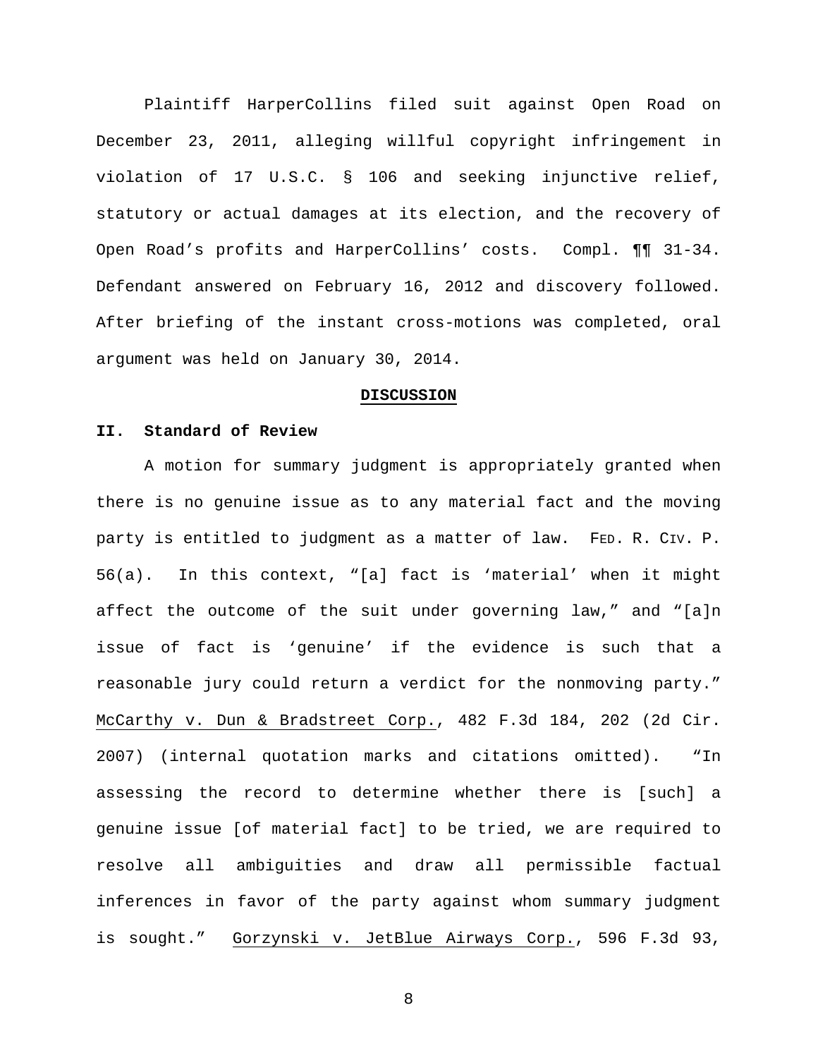Plaintiff HarperCollins filed suit against Open Road on December 23, 2011, alleging willful copyright infringement in violation of 17 U.S.C. § 106 and seeking injunctive relief, statutory or actual damages at its election, and the recovery of Open Road's profits and HarperCollins' costs. Compl. ¶¶ 31-34. Defendant answered on February 16, 2012 and discovery followed. After briefing of the instant cross-motions was completed, oral argument was held on January 30, 2014.

## DISCUSSION

### II. Standard of Review

A motion for summary judgment is appropriately granted when there is no genuine issue as to any material fact and the moving party is entitled to judgment as a matter of law. FED. R. CIV. P. 56(a). In this context, "[a] fact is 'material' when it might affect the outcome of the suit under governing law," and "[a]n issue of fact is 'genuine' if the evidence is such that a reasonable jury could return a verdict for the nonmoving party." McCarthy v. Dun & Bradstreet Corp., 482 F.3d 184, 202 (2d Cir. 2007) (internal quotation marks and citations omitted). "In assessing the record to determine whether there is [such] a genuine issue [of material fact] to be tried, we are required to resolve all ambiguities and draw all permissible factual inferences in favor of the party against whom summary judgment is sought." Gorzynski v. JetBlue Airways Corp., 596 F.3d 93,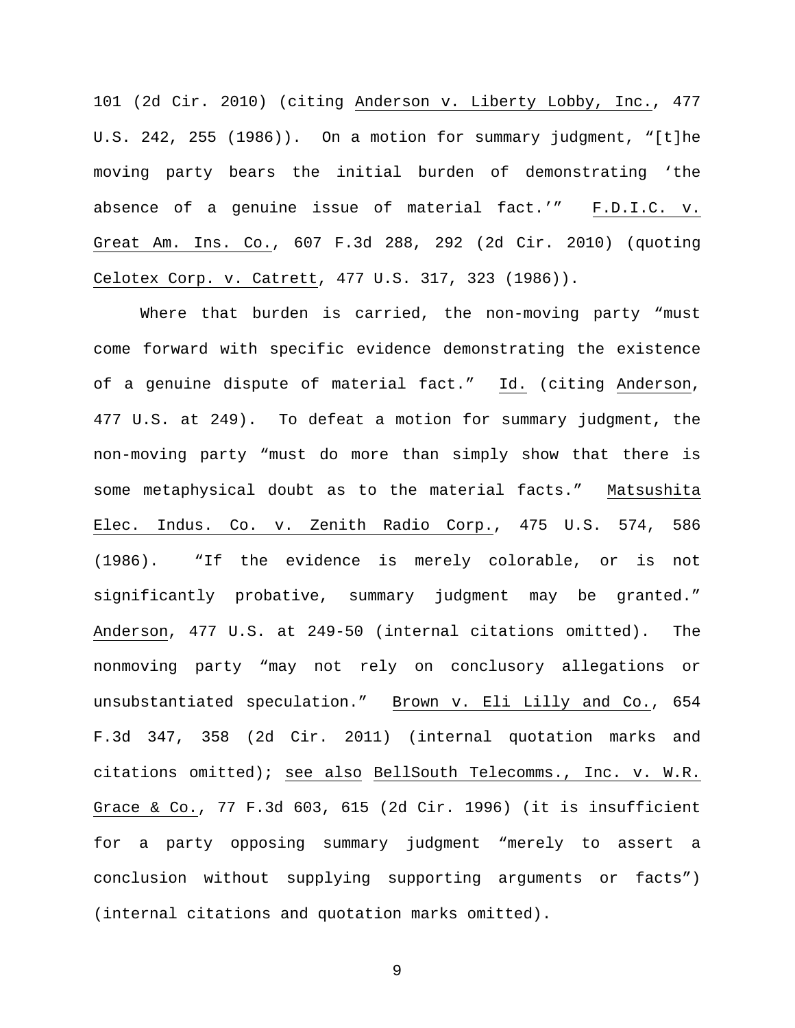101 (2d Cir. 2010) (citing Anderson v. Liberty Lobby, Inc., 477 U.S. 242, 255 (1986)). On a motion for summary judgment, "[t]he moving party bears the initial burden of demonstrating 'the absence of a genuine issue of material fact.'" F.D.I.C. v. Great Am. Ins. Co., 607 F.3d 288, 292 (2d Cir. 2010) (quoting Celotex Corp. v. Catrett, 477 U.S. 317, 323 (1986)).

Where that burden is carried, the non-moving party "must come forward with specific evidence demonstrating the existence of a genuine dispute of material fact." Id. (citing Anderson, 477 U.S. at 249). To defeat a motion for summary judgment, the non-moving party "must do more than simply show that there is some metaphysical doubt as to the material facts." Matsushita Elec. Indus. Co. v. Zenith Radio Corp., 475 U.S. 574, 586 (1986). "If the evidence is merely colorable, or is not significantly probative, summary judgment may be granted." Anderson, 477 U.S. at 249-50 (internal citations omitted). The nonmoving party "may not rely on conclusory allegations or unsubstantiated speculation." Brown v. Eli Lilly and Co., 654 F.3d 347, 358 (2d Cir. 2011) (internal quotation marks and citations omitted); see also BellSouth Telecomms., Inc. v. W.R. Grace & Co., 77 F.3d 603, 615 (2d Cir. 1996) (it is insufficient for a party opposing summary judgment "merely to assert a conclusion without supplying supporting arguments or facts") (internal citations and quotation marks omitted).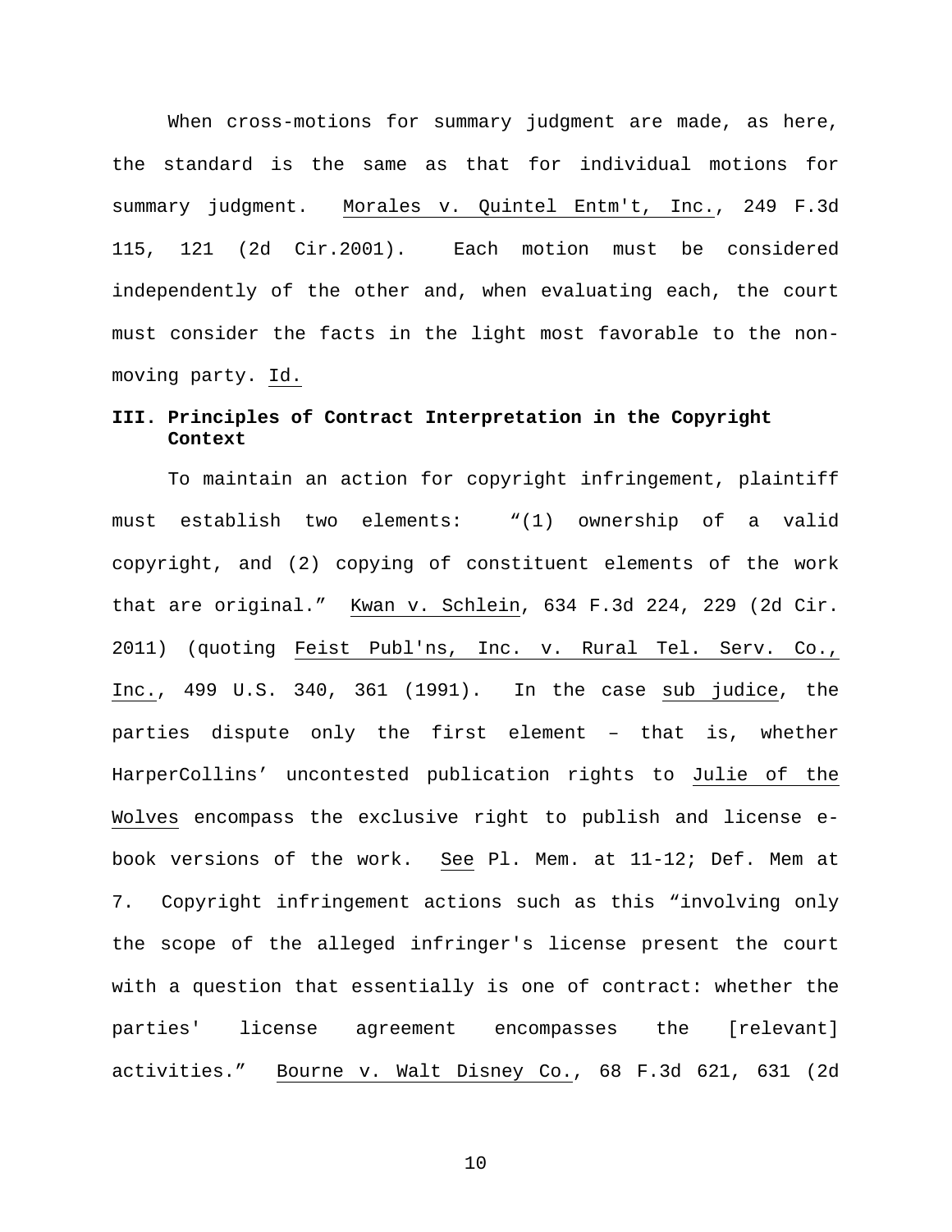When cross-motions for summary judgment are made, as here, the standard is the same as that for individual motions for summary judgment. Morales v. Quintel Entm't, Inc., 249 F.3d 115, 121 (2d Cir.2001). Each motion must be considered independently of the other and, when evaluating each, the court must consider the facts in the light most favorable to the non-moving party. Id.

### III. Principles of Contract Interpretation in the Copyright Context

To maintain an action for copyright infringement, plaintiff must establish two elements: "(1) ownership of a valid copyright, and (2) copying of constituent elements of the work that are original." Kwan v. Schlein, 634 F.3d 224, 229 (2d Cir. 2011) (quoting Feist Publ'ns, Inc. v. Rural Tel. Serv. Co., Inc., 499 U.S. 340, 361 (1991). In the case sub judice, the parties dispute only the first element – that is, whether HarperCollins' uncontested publication rights to Julie of the Wolves encompass the exclusive right to publish and license e-book versions of the work. See Pl. Mem. at 11-12; Def. Mem at 7. Copyright infringement actions such as this "involving only the scope of the alleged infringer's license present the court with a question that essentially is one of contract: whether the parties' license agreement encompasses the [relevant] activities." Bourne v. Walt Disney Co., 68 F.3d 621, 631 (2d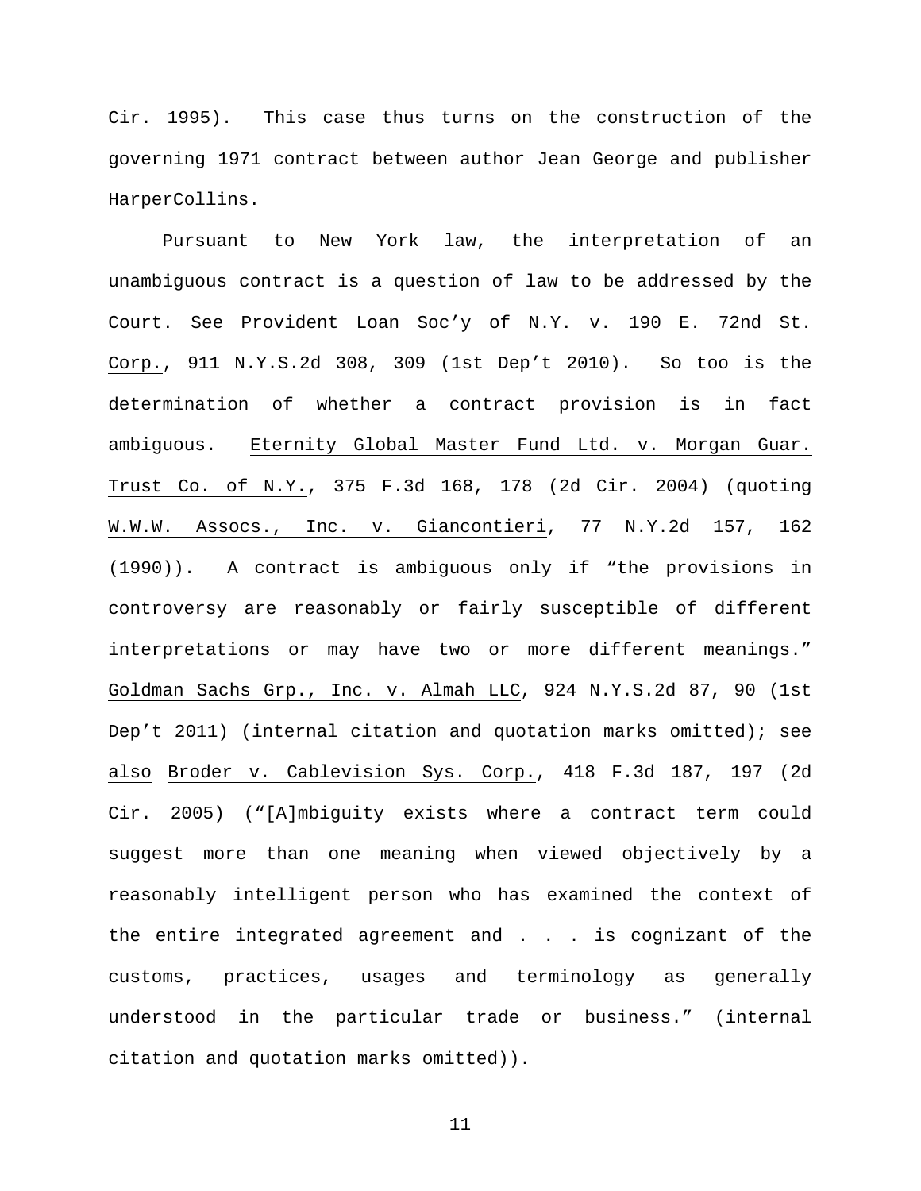Cir. 1995). This case thus turns on the construction of the governing 1971 contract between author Jean George and publisher HarperCollins.

Pursuant to New York law, the interpretation of an unambiguous contract is a question of law to be addressed by the Court. See Provident Loan Soc'y of N.Y. v. 190 E. 72nd St. Corp., 911 N.Y.S.2d 308, 309 (1st Dep't 2010). So too is the determination of whether a contract provision is in fact ambiguous. Eternity Global Master Fund Ltd. v. Morgan Guar. Trust Co. of N.Y., 375 F.3d 168, 178 (2d Cir. 2004) (quoting W.W.W. Assocs., Inc. v. Giancontieri, 77 N.Y.2d 157, 162 (1990)). A contract is ambiguous only if "the provisions in controversy are reasonably or fairly susceptible of different interpretations or may have two or more different meanings." Goldman Sachs Grp., Inc. v. Almah LLC, 924 N.Y.S.2d 87, 90 (1st Dep't 2011) (internal citation and quotation marks omitted); see also Broder v. Cablevision Sys. Corp., 418 F.3d 187, 197 (2d Cir. 2005) ("[A]mbiguity exists where a contract term could suggest more than one meaning when viewed objectively by a reasonably intelligent person who has examined the context of the entire integrated agreement and . . . is cognizant of the customs, practices, usages and terminology as generally understood in the particular trade or business." (internal citation and quotation marks omitted)).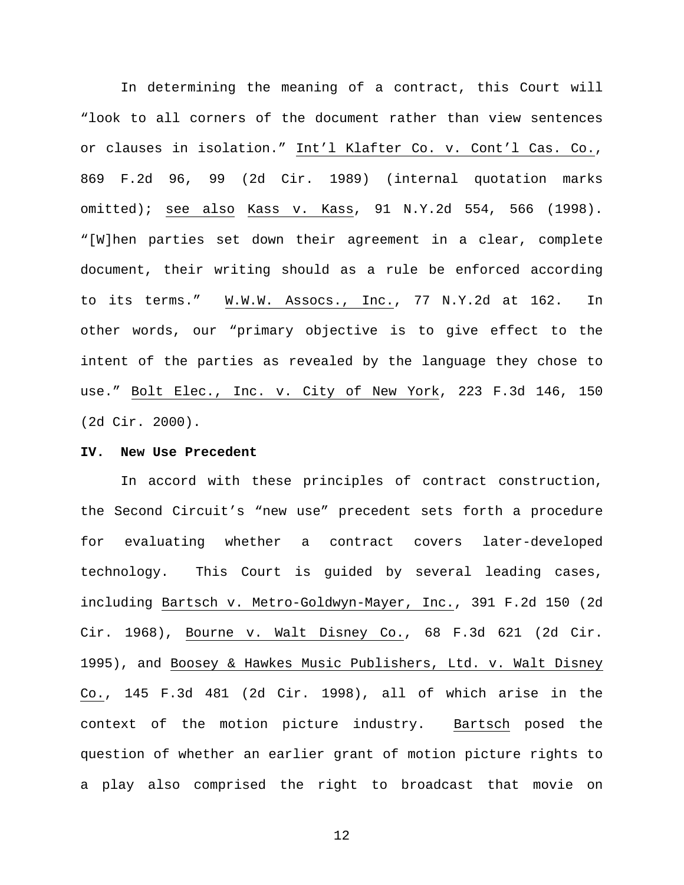In determining the meaning of a contract, this Court will "look to all corners of the document rather than view sentences or clauses in isolation." Int'l Klafter Co. v. Cont'l Cas. Co., 869 F.2d 96, 99 (2d Cir. 1989) (internal quotation marks omitted); see also Kass v. Kass, 91 N.Y.2d 554, 566 (1998). "[W]hen parties set down their agreement in a clear, complete document, their writing should as a rule be enforced according to its terms." W.W.W. Assocs., Inc., 77 N.Y.2d at 162. In other words, our "primary objective is to give effect to the intent of the parties as revealed by the language they chose to use." Bolt Elec., Inc. v. City of New York, 223 F.3d 146, 150 (2d Cir. 2000).

**IV. New Use Precedent**

In accord with these principles of contract construction, the Second Circuit's "new use" precedent sets forth a procedure for evaluating whether a contract covers later-developed technology. This Court is guided by several leading cases, including Bartsch v. Metro-Goldwyn-Mayer, Inc., 391 F.2d 150 (2d Cir. 1968), Bourne v. Walt Disney Co., 68 F.3d 621 (2d Cir. 1995), and Boosey & Hawkes Music Publishers, Ltd. v. Walt Disney Co., 145 F.3d 481 (2d Cir. 1998), all of which arise in the context of the motion picture industry. Bartsch posed the question of whether an earlier grant of motion picture rights to a play also comprised the right to broadcast that movie on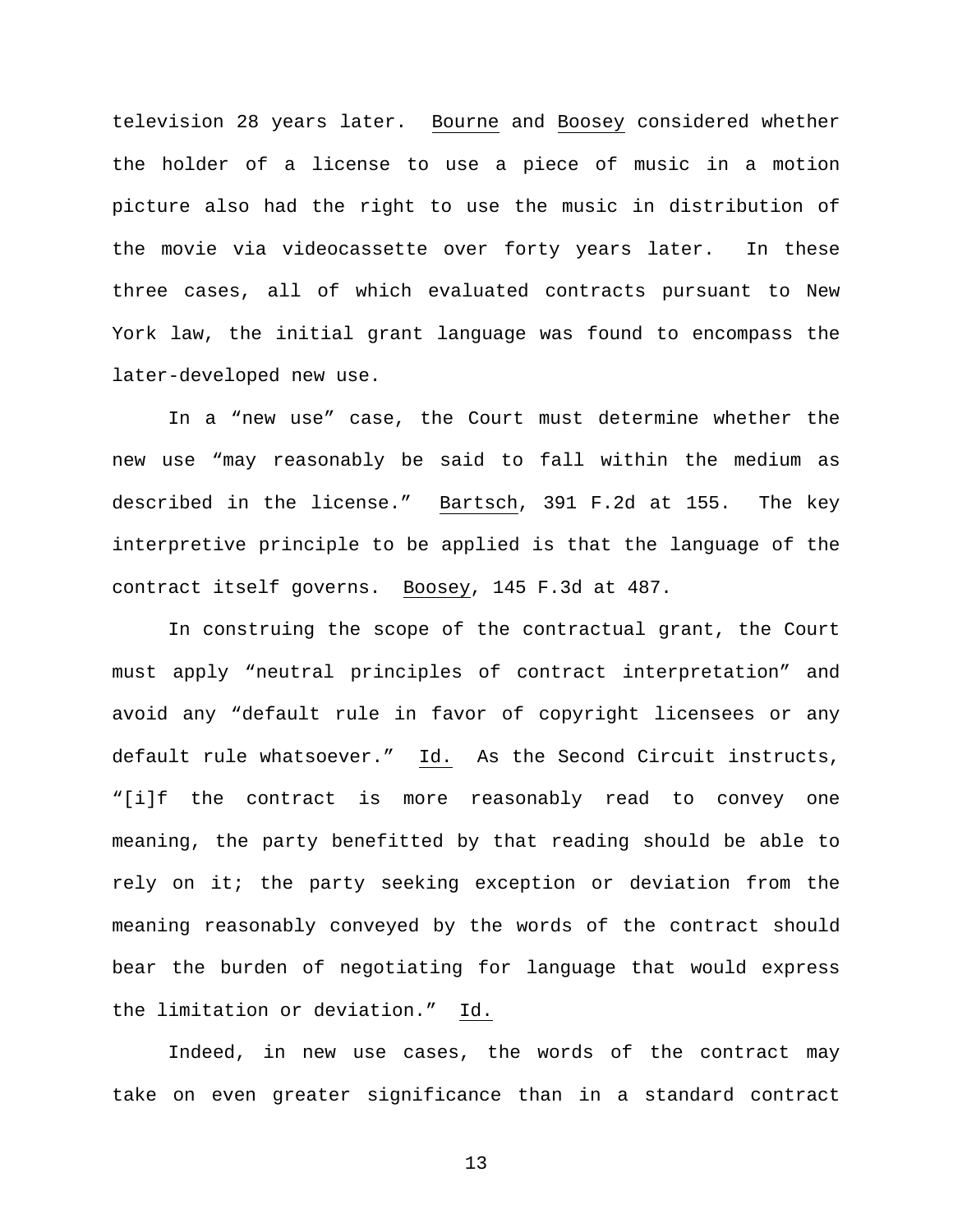television 28 years later. Bourne and Boosey considered whether the holder of a license to use a piece of music in a motion picture also had the right to use the music in distribution of the movie via videocassette over forty years later. In these three cases, all of which evaluated contracts pursuant to New York law, the initial grant language was found to encompass the later-developed new use.

In a "new use" case, the Court must determine whether the new use "may reasonably be said to fall within the medium as described in the license." Bartsch, 391 F.2d at 155. The key interpretive principle to be applied is that the language of the contract itself governs. Boosey, 145 F.3d at 487.

In construing the scope of the contractual grant, the Court must apply "neutral principles of contract interpretation" and avoid any "default rule in favor of copyright licensees or any default rule whatsoever." Id. As the Second Circuit instructs, "[i]f the contract is more reasonably read to convey one meaning, the party benefitted by that reading should be able to rely on it; the party seeking exception or deviation from the meaning reasonably conveyed by the words of the contract should bear the burden of negotiating for language that would express the limitation or deviation." Id.

Indeed, in new use cases, the words of the contract may take on even greater significance than in a standard contract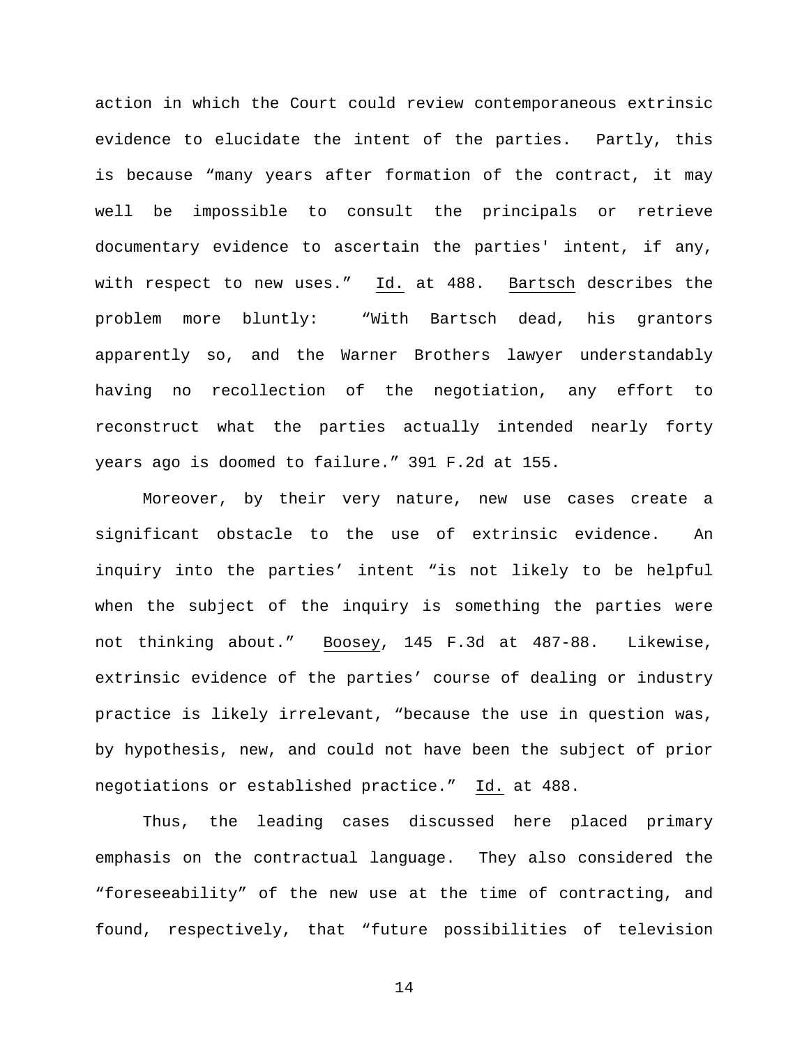action in which the Court could review contemporaneous extrinsic evidence to elucidate the intent of the parties. Partly, this is because "many years after formation of the contract, it may well be impossible to consult the principals or retrieve documentary evidence to ascertain the parties' intent, if any, with respect to new uses." Id. at 488. Bartsch describes the problem more bluntly: "With Bartsch dead, his grantors apparently so, and the Warner Brothers lawyer understandably having no recollection of the negotiation, any effort to reconstruct what the parties actually intended nearly forty years ago is doomed to failure." 391 F.2d at 155.

Moreover, by their very nature, new use cases create a significant obstacle to the use of extrinsic evidence. An inquiry into the parties' intent "is not likely to be helpful when the subject of the inquiry is something the parties were not thinking about." Boosey, 145 F.3d at 487-88. Likewise, extrinsic evidence of the parties' course of dealing or industry practice is likely irrelevant, "because the use in question was, by hypothesis, new, and could not have been the subject of prior negotiations or established practice." Id. at 488.

Thus, the leading cases discussed here placed primary emphasis on the contractual language. They also considered the "foreseeability" of the new use at the time of contracting, and found, respectively, that "future possibilities of television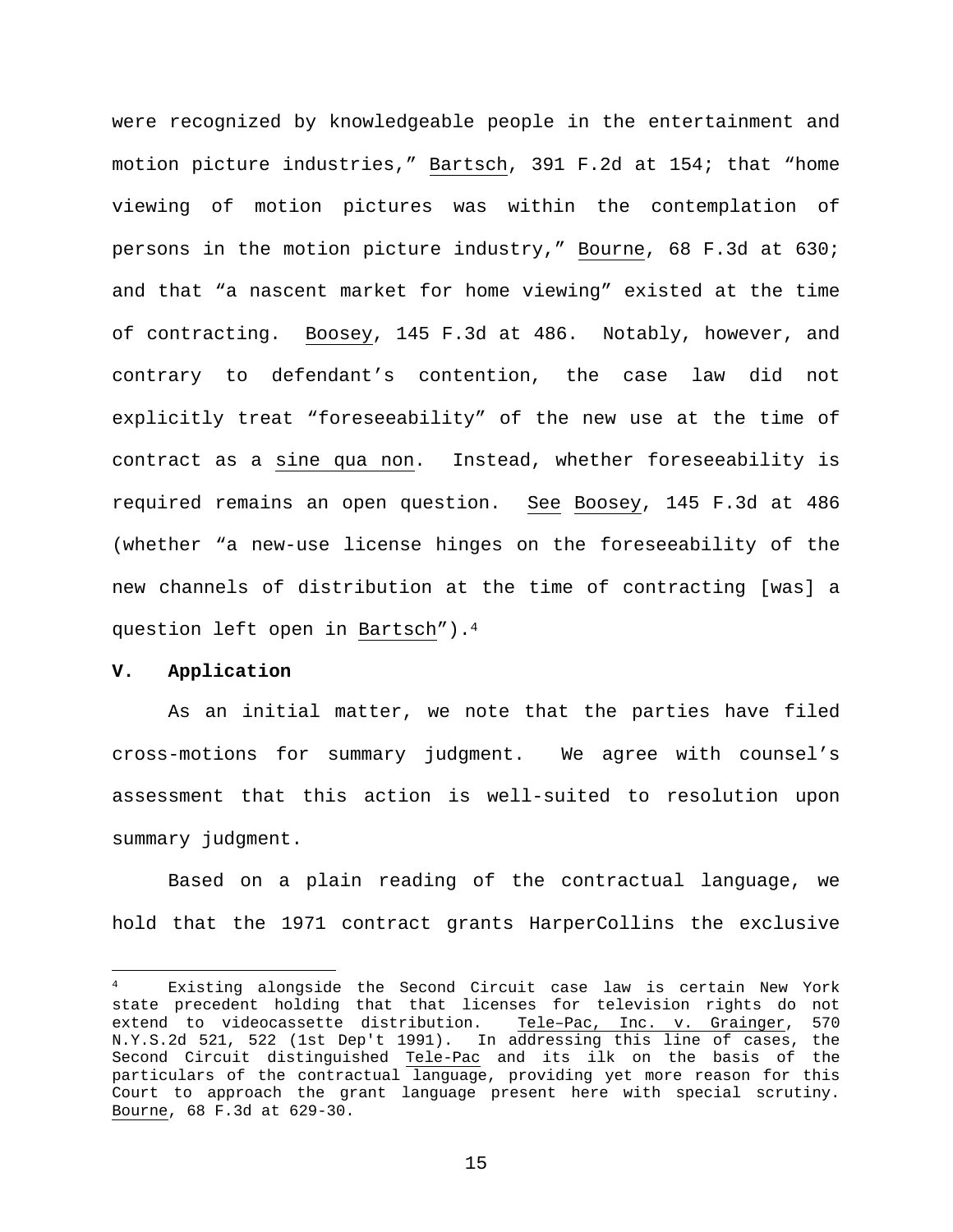were recognized by knowledgeable people in the entertainment and motion picture industries," Bartsch, 391 F.2d at 154; that "home viewing of motion pictures was within the contemplation of persons in the motion picture industry," Bourne, 68 F.3d at 630; and that "a nascent market for home viewing" existed at the time of contracting. Boosey, 145 F.3d at 486. Notably, however, and contrary to defendant's contention, the case law did not explicitly treat "foreseeability" of the new use at the time of contract as a sine qua non. Instead, whether foreseeability is required remains an open question. See Boosey, 145 F.3d at 486 (whether "a new-use license hinges on the foreseeability of the new channels of distribution at the time of contracting [was] a question left open in Bartsch").[4]

## V. Application

As an initial matter, we note that the parties have filed cross-motions for summary judgment. We agree with counsel's assessment that this action is well-suited to resolution upon summary judgment.

Based on a plain reading of the contractual language, we hold that the 1971 contract grants HarperCollins the exclusive

---

[4] Existing alongside the Second Circuit case law is certain New York state precedent holding that that licenses for television rights do not extend to videocassette distribution. Tele–Pac, Inc. v. Grainger, 570 N.Y.S.2d 521, 522 (1st Dep't 1991). In addressing this line of cases, the Second Circuit distinguished Tele-Pac and its ilk on the basis of the particulars of the contractual language, providing yet more reason for this Court to approach the grant language present here with special scrutiny. Bourne, 68 F.3d at 629-30.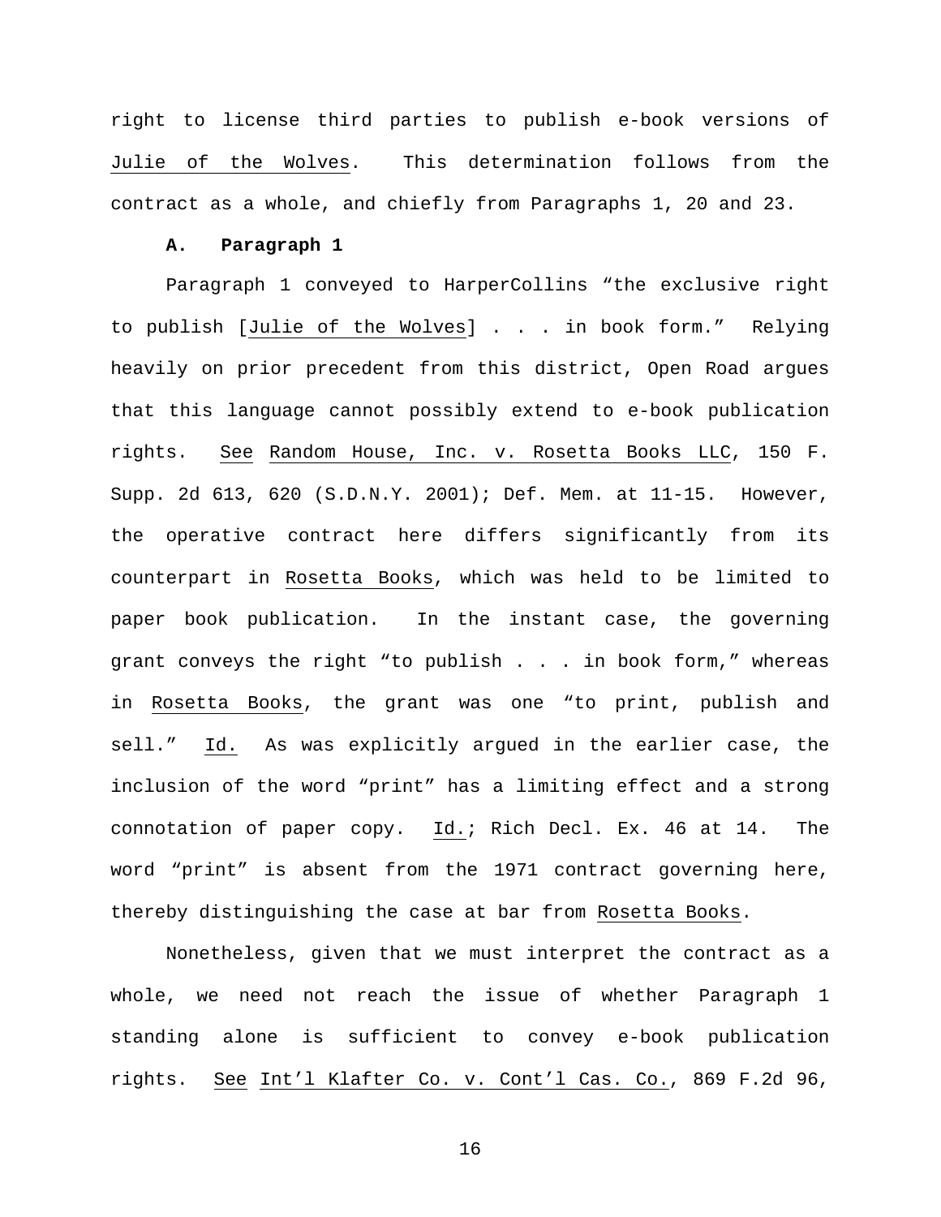right to license third parties to publish e-book versions of Julie of the Wolves. This determination follows from the contract as a whole, and chiefly from Paragraphs 1, 20 and 23.

**A. Paragraph 1**

Paragraph 1 conveyed to HarperCollins "the exclusive right to publish [Julie of the Wolves] . . . in book form." Relying heavily on prior precedent from this district, Open Road argues that this language cannot possibly extend to e-book publication rights. See Random House, Inc. v. Rosetta Books LLC, 150 F. Supp. 2d 613, 620 (S.D.N.Y. 2001); Def. Mem. at 11-15. However, the operative contract here differs significantly from its counterpart in Rosetta Books, which was held to be limited to paper book publication. In the instant case, the governing grant conveys the right "to publish . . . in book form," whereas in Rosetta Books, the grant was one "to print, publish and sell." Id. As was explicitly argued in the earlier case, the inclusion of the word "print" has a limiting effect and a strong connotation of paper copy. Id.; Rich Decl. Ex. 46 at 14. The word "print" is absent from the 1971 contract governing here, thereby distinguishing the case at bar from Rosetta Books.

Nonetheless, given that we must interpret the contract as a whole, we need not reach the issue of whether Paragraph 1 standing alone is sufficient to convey e-book publication rights. See Int'l Klafter Co. v. Cont'l Cas. Co., 869 F.2d 96,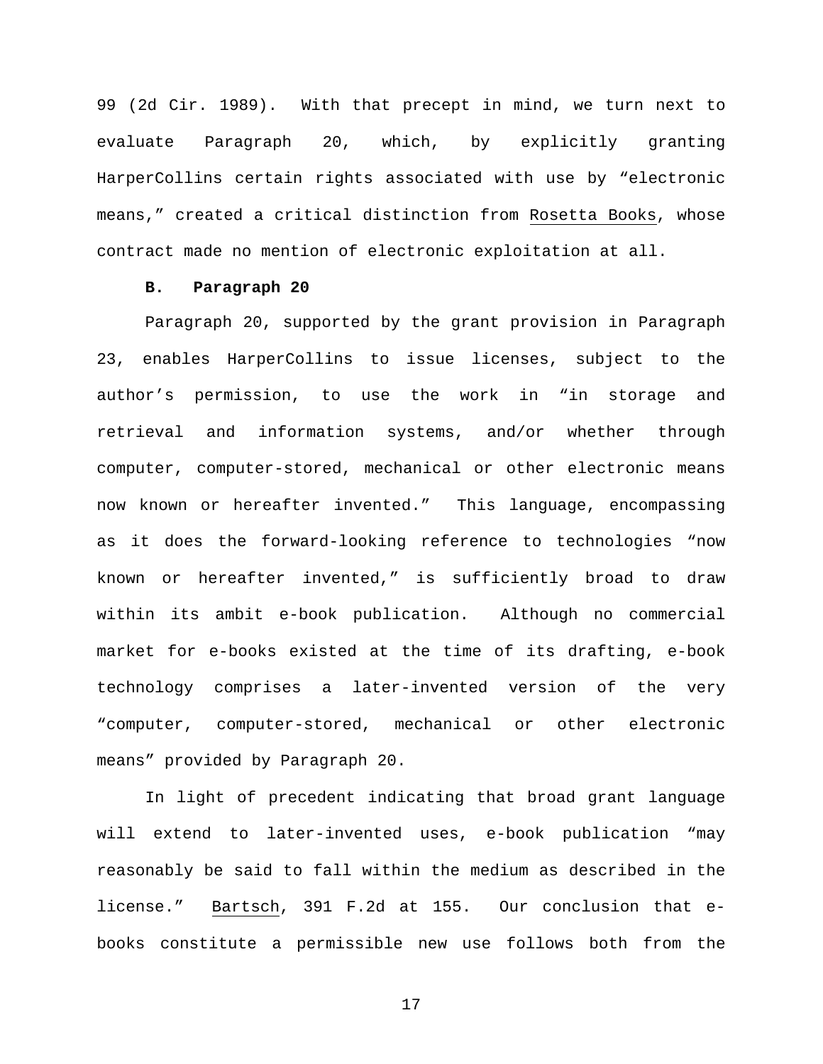99 (2d Cir. 1989). With that precept in mind, we turn next to evaluate Paragraph 20, which, by explicitly granting HarperCollins certain rights associated with use by "electronic means," created a critical distinction from Rosetta Books, whose contract made no mention of electronic exploitation at all.

**B. Paragraph 20**

Paragraph 20, supported by the grant provision in Paragraph 23, enables HarperCollins to issue licenses, subject to the author's permission, to use the work in "in storage and retrieval and information systems, and/or whether through computer, computer-stored, mechanical or other electronic means now known or hereafter invented." This language, encompassing as it does the forward-looking reference to technologies "now known or hereafter invented," is sufficiently broad to draw within its ambit e-book publication. Although no commercial market for e-books existed at the time of its drafting, e-book technology comprises a later-invented version of the very "computer, computer-stored, mechanical or other electronic means" provided by Paragraph 20.

In light of precedent indicating that broad grant language will extend to later-invented uses, e-book publication "may reasonably be said to fall within the medium as described in the license." Bartsch, 391 F.2d at 155. Our conclusion that e-books constitute a permissible new use follows both from the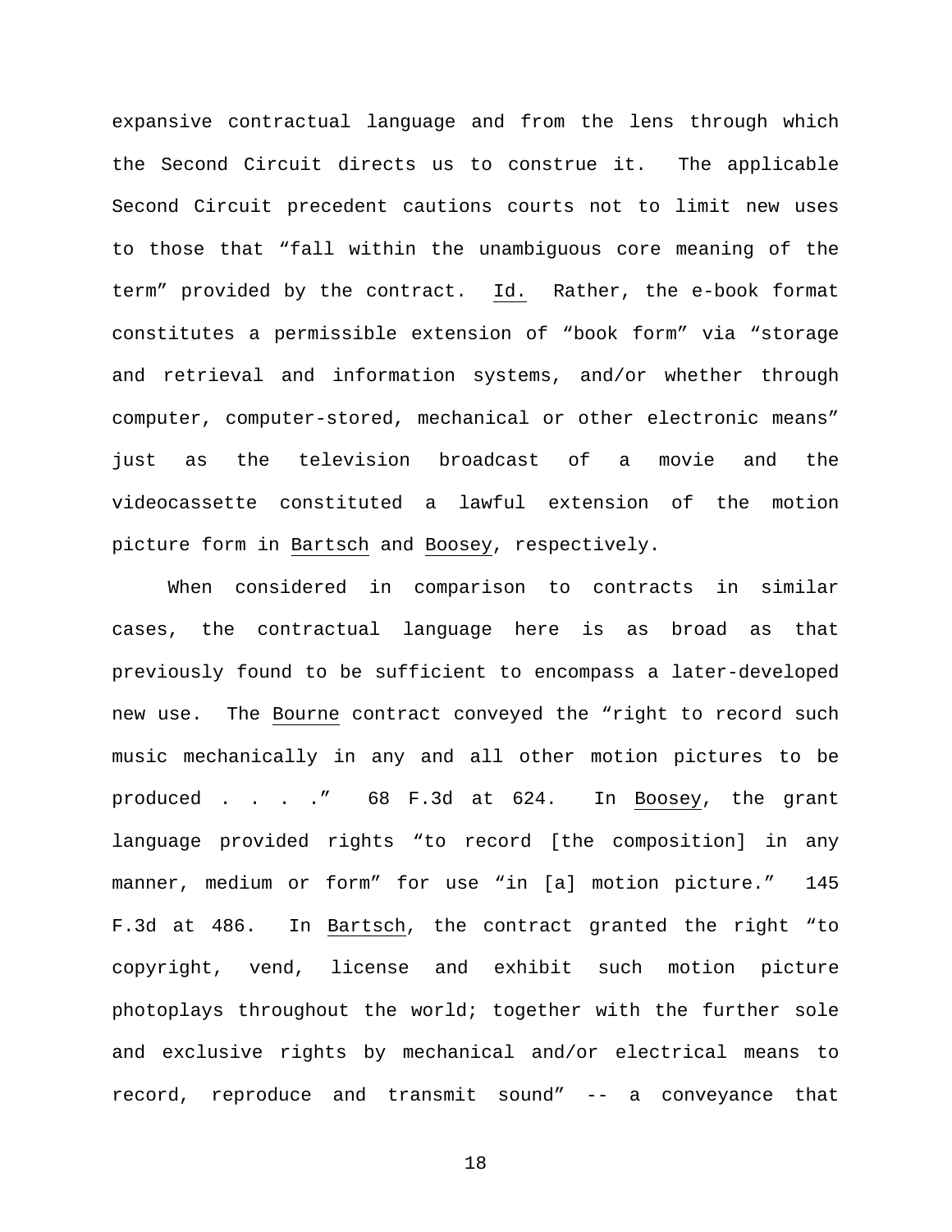expansive contractual language and from the lens through which the Second Circuit directs us to construe it. The applicable Second Circuit precedent cautions courts not to limit new uses to those that "fall within the unambiguous core meaning of the term" provided by the contract. Id. Rather, the e-book format constitutes a permissible extension of "book form" via "storage and retrieval and information systems, and/or whether through computer, computer-stored, mechanical or other electronic means" just as the television broadcast of a movie and the videocassette constituted a lawful extension of the motion picture form in Bartsch and Boosey, respectively.

When considered in comparison to contracts in similar cases, the contractual language here is as broad as that previously found to be sufficient to encompass a later-developed new use. The Bourne contract conveyed the "right to record such music mechanically in any and all other motion pictures to be produced . . . ." 68 F.3d at 624. In Boosey, the grant language provided rights "to record [the composition] in any manner, medium or form" for use "in [a] motion picture." 145 F.3d at 486. In Bartsch, the contract granted the right "to copyright, vend, license and exhibit such motion picture photoplays throughout the world; together with the further sole and exclusive rights by mechanical and/or electrical means to record, reproduce and transmit sound" -- a conveyance that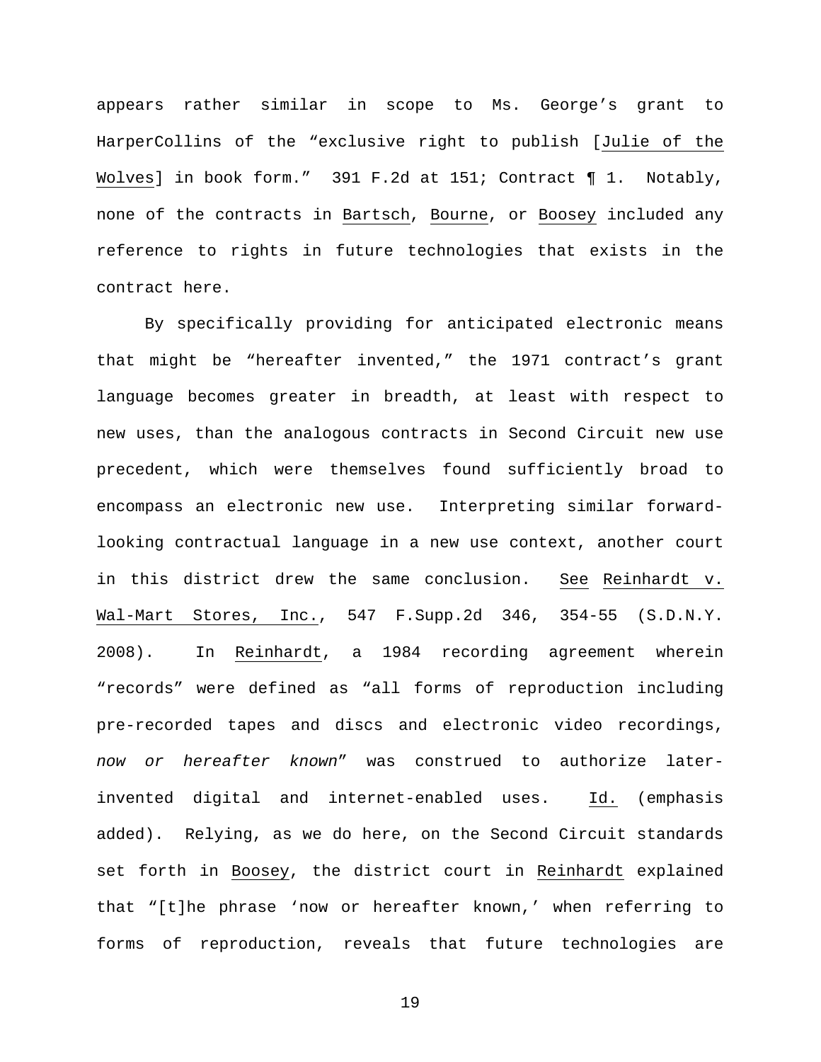appears rather similar in scope to Ms. George's grant to HarperCollins of the "exclusive right to publish [Julie of the Wolves] in book form." 391 F.2d at 151; Contract ¶ 1. Notably, none of the contracts in Bartsch, Bourne, or Boosey included any reference to rights in future technologies that exists in the contract here.

By specifically providing for anticipated electronic means that might be "hereafter invented," the 1971 contract's grant language becomes greater in breadth, at least with respect to new uses, than the analogous contracts in Second Circuit new use precedent, which were themselves found sufficiently broad to encompass an electronic new use. Interpreting similar forward-looking contractual language in a new use context, another court in this district drew the same conclusion. See Reinhardt v. Wal-Mart Stores, Inc., 547 F.Supp.2d 346, 354-55 (S.D.N.Y. 2008). In Reinhardt, a 1984 recording agreement wherein "records" were defined as "all forms of reproduction including pre-recorded tapes and discs and electronic video recordings, *now or hereafter known*" was construed to authorize later-invented digital and internet-enabled uses. Id. (emphasis added). Relying, as we do here, on the Second Circuit standards set forth in Boosey, the district court in Reinhardt explained that "[t]he phrase 'now or hereafter known,' when referring to forms of reproduction, reveals that future technologies are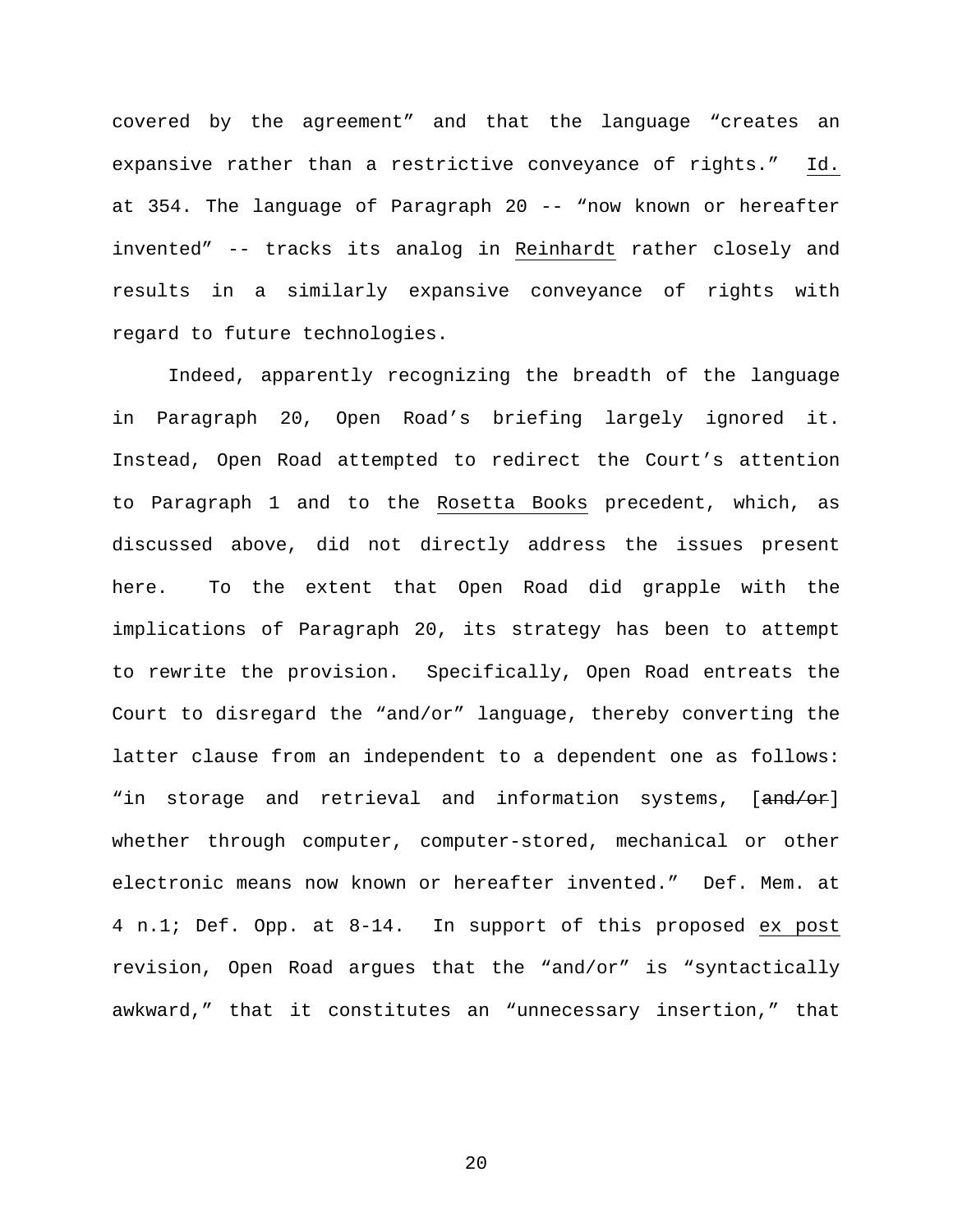covered by the agreement" and that the language "creates an expansive rather than a restrictive conveyance of rights." Id. at 354. The language of Paragraph 20 -- "now known or hereafter invented" -- tracks its analog in Reinhardt rather closely and results in a similarly expansive conveyance of rights with regard to future technologies.

Indeed, apparently recognizing the breadth of the language in Paragraph 20, Open Road's briefing largely ignored it. Instead, Open Road attempted to redirect the Court's attention to Paragraph 1 and to the Rosetta Books precedent, which, as discussed above, did not directly address the issues present here. To the extent that Open Road did grapple with the implications of Paragraph 20, its strategy has been to attempt to rewrite the provision. Specifically, Open Road entreats the Court to disregard the "and/or" language, thereby converting the latter clause from an independent to a dependent one as follows: "in storage and retrieval and information systems, [~~and/or~~] whether through computer, computer-stored, mechanical or other electronic means now known or hereafter invented." Def. Mem. at 4 n.1; Def. Opp. at 8-14. In support of this proposed *ex post* revision, Open Road argues that the "and/or" is "syntactically awkward," that it constitutes an "unnecessary insertion," that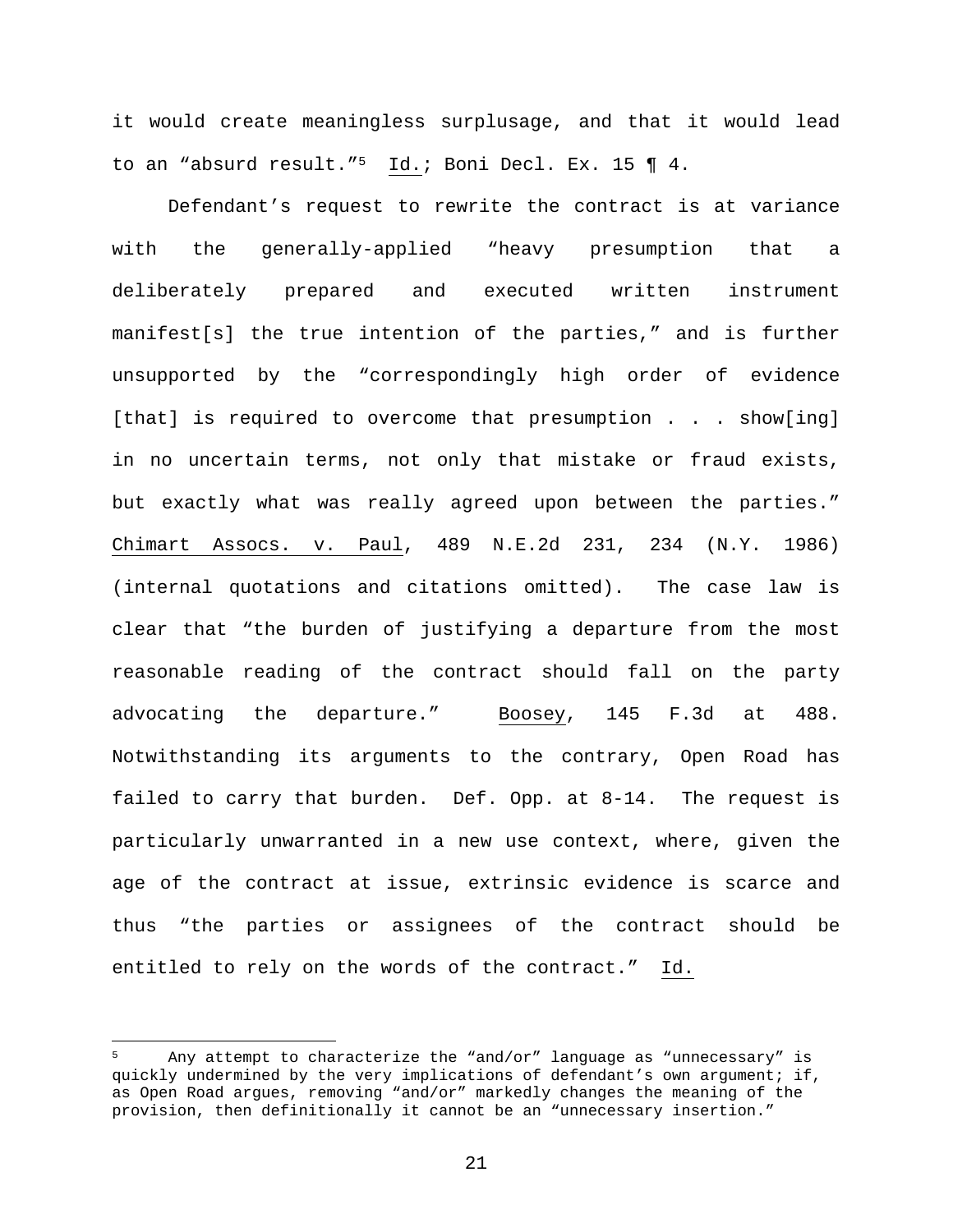it would create meaningless surplusage, and that it would lead to an "absurd result."[5] Id.; Boni Decl. Ex. 15 ¶ 4.

Defendant's request to rewrite the contract is at variance with the generally-applied "heavy presumption that a deliberately prepared and executed written instrument manifest[s] the true intention of the parties," and is further unsupported by the "correspondingly high order of evidence [that] is required to overcome that presumption . . . show[ing] in no uncertain terms, not only that mistake or fraud exists, but exactly what was really agreed upon between the parties." Chimart Assocs. v. Paul, 489 N.E.2d 231, 234 (N.Y. 1986) (internal quotations and citations omitted). The case law is clear that "the burden of justifying a departure from the most reasonable reading of the contract should fall on the party advocating the departure." Boosey, 145 F.3d at 488. Notwithstanding its arguments to the contrary, Open Road has failed to carry that burden. Def. Opp. at 8-14. The request is particularly unwarranted in a new use context, where, given the age of the contract at issue, extrinsic evidence is scarce and thus "the parties or assignees of the contract should be entitled to rely on the words of the contract." Id.

---

[5] Any attempt to characterize the "and/or" language as "unnecessary" is quickly undermined by the very implications of defendant's own argument; if, as Open Road argues, removing "and/or" markedly changes the meaning of the provision, then definitionally it cannot be an "unnecessary insertion."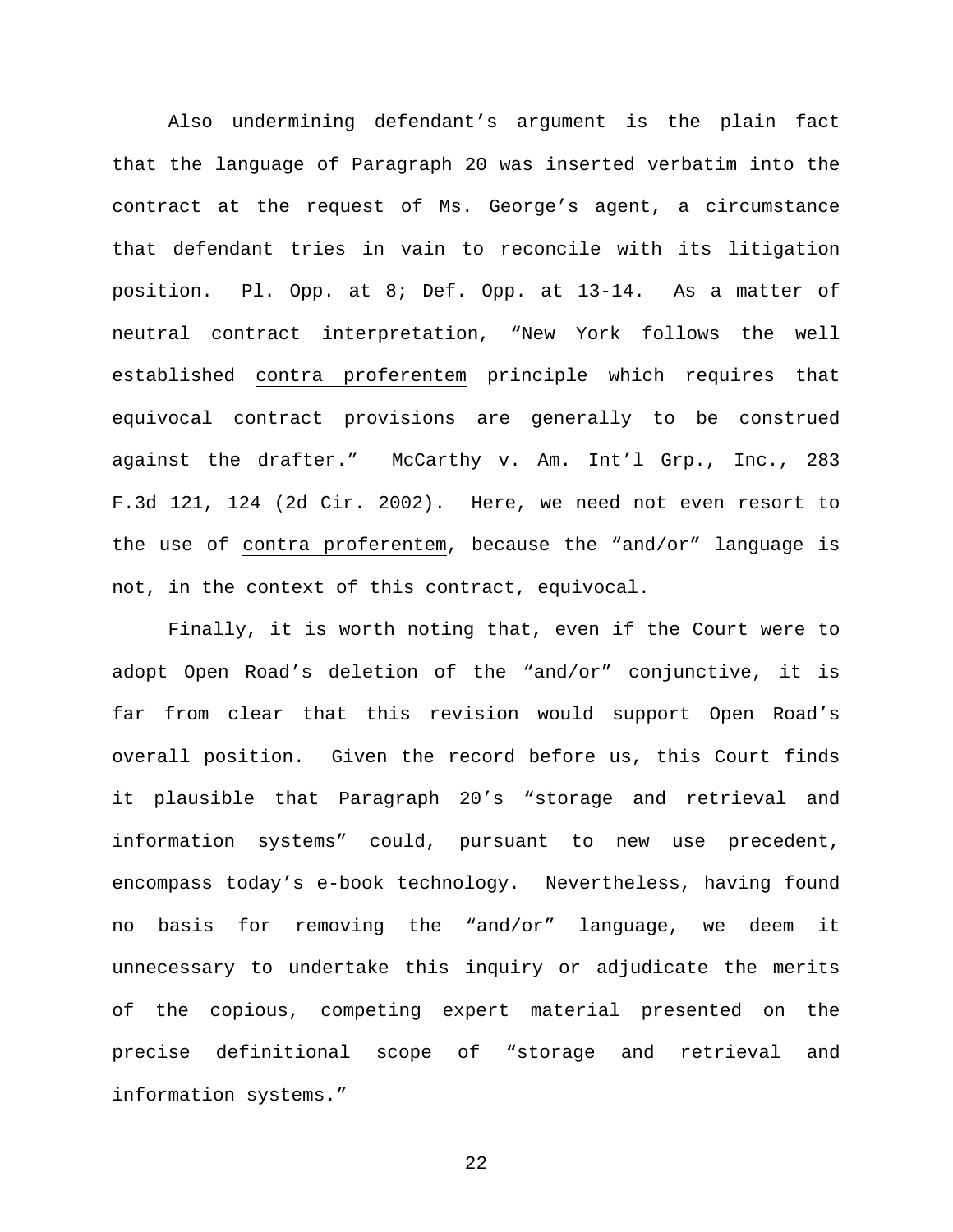Also undermining defendant's argument is the plain fact that the language of Paragraph 20 was inserted verbatim into the contract at the request of Ms. George's agent, a circumstance that defendant tries in vain to reconcile with its litigation position. Pl. Opp. at 8; Def. Opp. at 13-14. As a matter of neutral contract interpretation, "New York follows the well established contra proferentem principle which requires that equivocal contract provisions are generally to be construed against the drafter." McCarthy v. Am. Int'l Grp., Inc., 283 F.3d 121, 124 (2d Cir. 2002). Here, we need not even resort to the use of contra proferentem, because the "and/or" language is not, in the context of this contract, equivocal.

Finally, it is worth noting that, even if the Court were to adopt Open Road's deletion of the "and/or" conjunctive, it is far from clear that this revision would support Open Road's overall position. Given the record before us, this Court finds it plausible that Paragraph 20's "storage and retrieval and information systems" could, pursuant to new use precedent, encompass today's e-book technology. Nevertheless, having found no basis for removing the "and/or" language, we deem it unnecessary to undertake this inquiry or adjudicate the merits of the copious, competing expert material presented on the precise definitional scope of "storage and retrieval and information systems."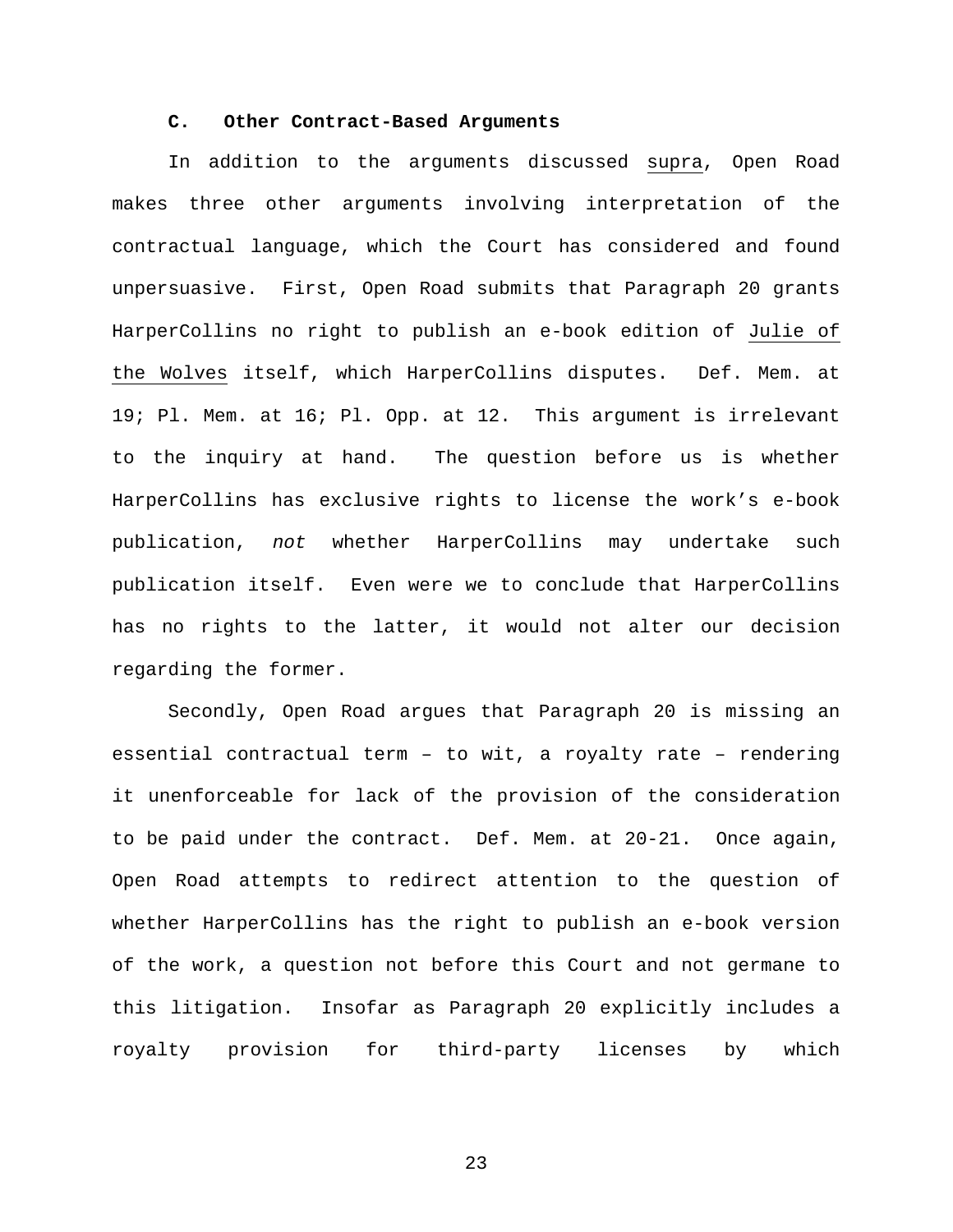### C. Other Contract-Based Arguments

In addition to the arguments discussed supra, Open Road makes three other arguments involving interpretation of the contractual language, which the Court has considered and found unpersuasive. First, Open Road submits that Paragraph 20 grants HarperCollins no right to publish an e-book edition of Julie of the Wolves itself, which HarperCollins disputes. Def. Mem. at 19; Pl. Mem. at 16; Pl. Opp. at 12. This argument is irrelevant to the inquiry at hand. The question before us is whether HarperCollins has exclusive rights to license the work's e-book publication, *not* whether HarperCollins may undertake such publication itself. Even were we to conclude that HarperCollins has no rights to the latter, it would not alter our decision regarding the former.

Secondly, Open Road argues that Paragraph 20 is missing an essential contractual term – to wit, a royalty rate – rendering it unenforceable for lack of the provision of the consideration to be paid under the contract. Def. Mem. at 20-21. Once again, Open Road attempts to redirect attention to the question of whether HarperCollins has the right to publish an e-book version of the work, a question not before this Court and not germane to this litigation. Insofar as Paragraph 20 explicitly includes a royalty provision for third-party licenses by which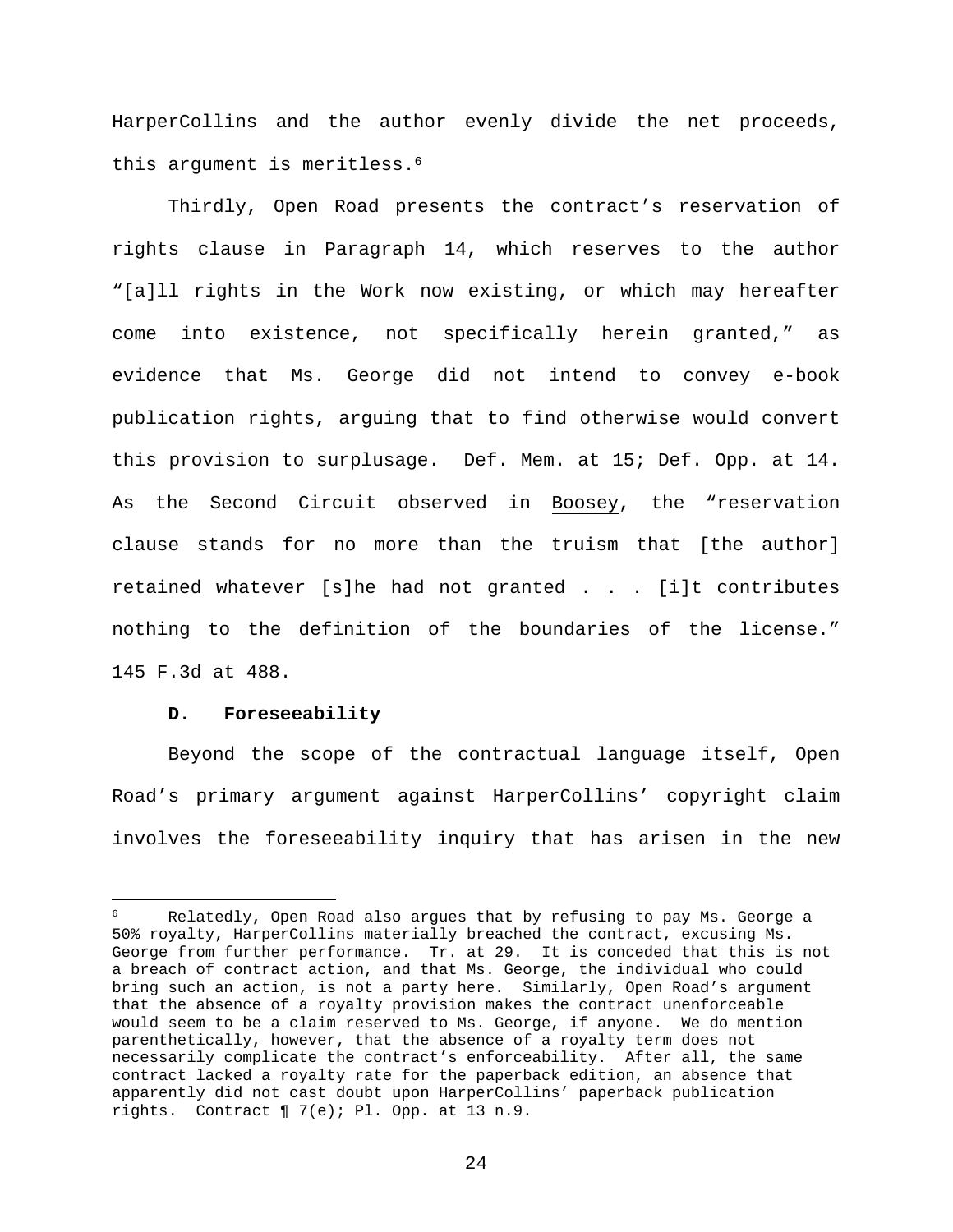HarperCollins and the author evenly divide the net proceeds, this argument is meritless.[6]

Thirdly, Open Road presents the contract's reservation of rights clause in Paragraph 14, which reserves to the author "[a]ll rights in the Work now existing, or which may hereafter come into existence, not specifically herein granted," as evidence that Ms. George did not intend to convey e-book publication rights, arguing that to find otherwise would convert this provision to surplusage. Def. Mem. at 15; Def. Opp. at 14. As the Second Circuit observed in Boosey, the "reservation clause stands for no more than the truism that [the author] retained whatever [s]he had not granted . . . [i]t contributes nothing to the definition of the boundaries of the license." 145 F.3d at 488.

**D. Foreseeability**

Beyond the scope of the contractual language itself, Open Road's primary argument against HarperCollins' copyright claim involves the foreseeability inquiry that has arisen in the new

---

[6] Relatedly, Open Road also argues that by refusing to pay Ms. George a 50% royalty, HarperCollins materially breached the contract, excusing Ms. George from further performance. Tr. at 29. It is conceded that this is not a breach of contract action, and that Ms. George, the individual who could bring such an action, is not a party here. Similarly, Open Road's argument that the absence of a royalty provision makes the contract unenforceable would seem to be a claim reserved to Ms. George, if anyone. We do mention parenthetically, however, that the absence of a royalty term does not necessarily complicate the contract's enforceability. After all, the same contract lacked a royalty rate for the paperback edition, an absence that apparently did not cast doubt upon HarperCollins' paperback publication rights. Contract ¶ 7(e); Pl. Opp. at 13 n.9.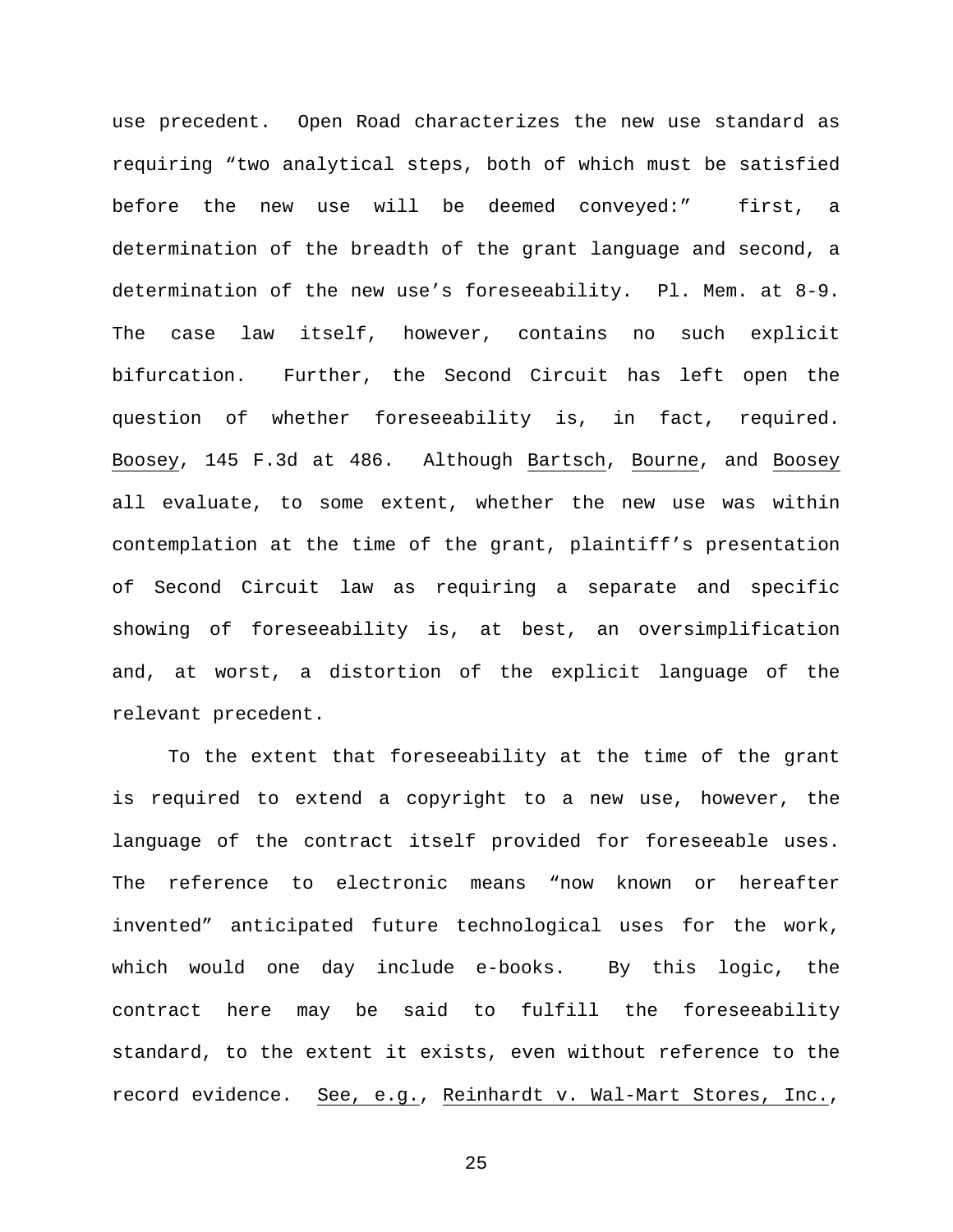use precedent. Open Road characterizes the new use standard as requiring "two analytical steps, both of which must be satisfied before the new use will be deemed conveyed:" first, a determination of the breadth of the grant language and second, a determination of the new use's foreseeability. Pl. Mem. at 8-9. The case law itself, however, contains no such explicit bifurcation. Further, the Second Circuit has left open the question of whether foreseeability is, in fact, required. Boosey, 145 F.3d at 486. Although Bartsch, Bourne, and Boosey all evaluate, to some extent, whether the new use was within contemplation at the time of the grant, plaintiff's presentation of Second Circuit law as requiring a separate and specific showing of foreseeability is, at best, an oversimplification and, at worst, a distortion of the explicit language of the relevant precedent.

To the extent that foreseeability at the time of the grant is required to extend a copyright to a new use, however, the language of the contract itself provided for foreseeable uses. The reference to electronic means "now known or hereafter invented" anticipated future technological uses for the work, which would one day include e-books. By this logic, the contract here may be said to fulfill the foreseeability standard, to the extent it exists, even without reference to the record evidence. See, e.g., Reinhardt v. Wal-Mart Stores, Inc.,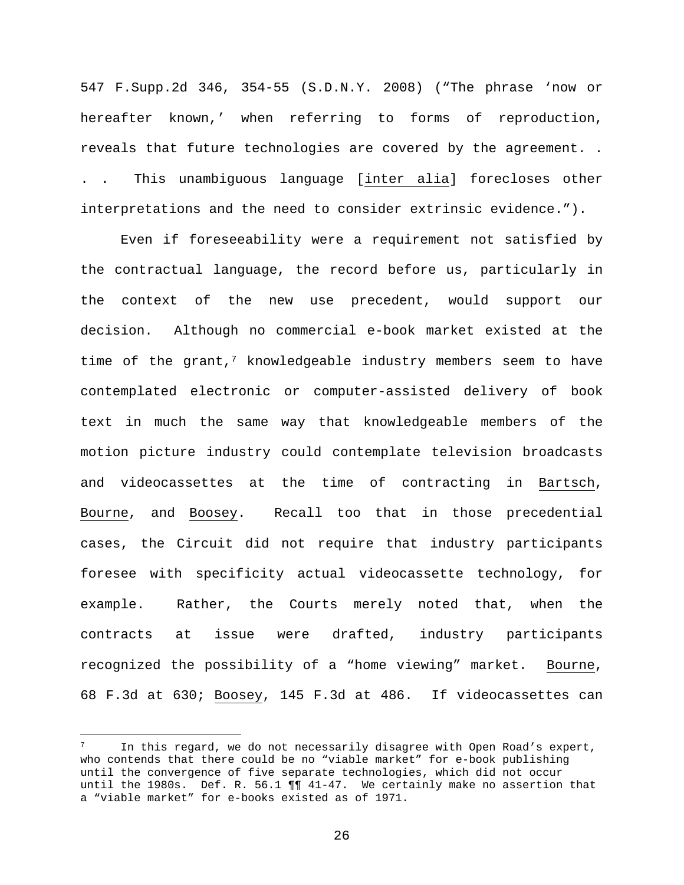547 F.Supp.2d 346, 354-55 (S.D.N.Y. 2008) ("The phrase 'now or hereafter known,' when referring to forms of reproduction, reveals that future technologies are covered by the agreement. . . . This unambiguous language [inter alia] forecloses other interpretations and the need to consider extrinsic evidence.").

Even if foreseeability were a requirement not satisfied by the contractual language, the record before us, particularly in the context of the new use precedent, would support our decision. Although no commercial e-book market existed at the time of the grant,[7] knowledgeable industry members seem to have contemplated electronic or computer-assisted delivery of book text in much the same way that knowledgeable members of the motion picture industry could contemplate television broadcasts and videocassettes at the time of contracting in Bartsch, Bourne, and Boosey. Recall too that in those precedential cases, the Circuit did not require that industry participants foresee with specificity actual videocassette technology, for example. Rather, the Courts merely noted that, when the contracts at issue were drafted, industry participants recognized the possibility of a "home viewing" market. Bourne, 68 F.3d at 630; Boosey, 145 F.3d at 486. If videocassettes can

---

[7] In this regard, we do not necessarily disagree with Open Road's expert, who contends that there could be no "viable market" for e-book publishing until the convergence of five separate technologies, which did not occur until the 1980s. Def. R. 56.1 ¶¶ 41-47. We certainly make no assertion that a "viable market" for e-books existed as of 1971.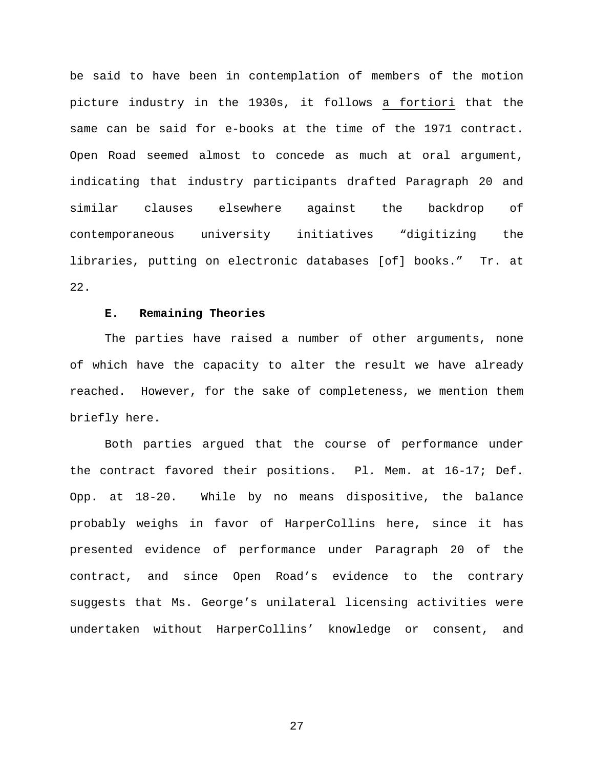be said to have been in contemplation of members of the motion picture industry in the 1930s, it follows a fortiori that the same can be said for e-books at the time of the 1971 contract. Open Road seemed almost to concede as much at oral argument, indicating that industry participants drafted Paragraph 20 and similar clauses elsewhere against the backdrop of contemporaneous university initiatives "digitizing the libraries, putting on electronic databases [of] books." Tr. at 22.

**E. Remaining Theories**

The parties have raised a number of other arguments, none of which have the capacity to alter the result we have already reached. However, for the sake of completeness, we mention them briefly here.

Both parties argued that the course of performance under the contract favored their positions. Pl. Mem. at 16-17; Def. Opp. at 18-20. While by no means dispositive, the balance probably weighs in favor of HarperCollins here, since it has presented evidence of performance under Paragraph 20 of the contract, and since Open Road's evidence to the contrary suggests that Ms. George's unilateral licensing activities were undertaken without HarperCollins' knowledge or consent, and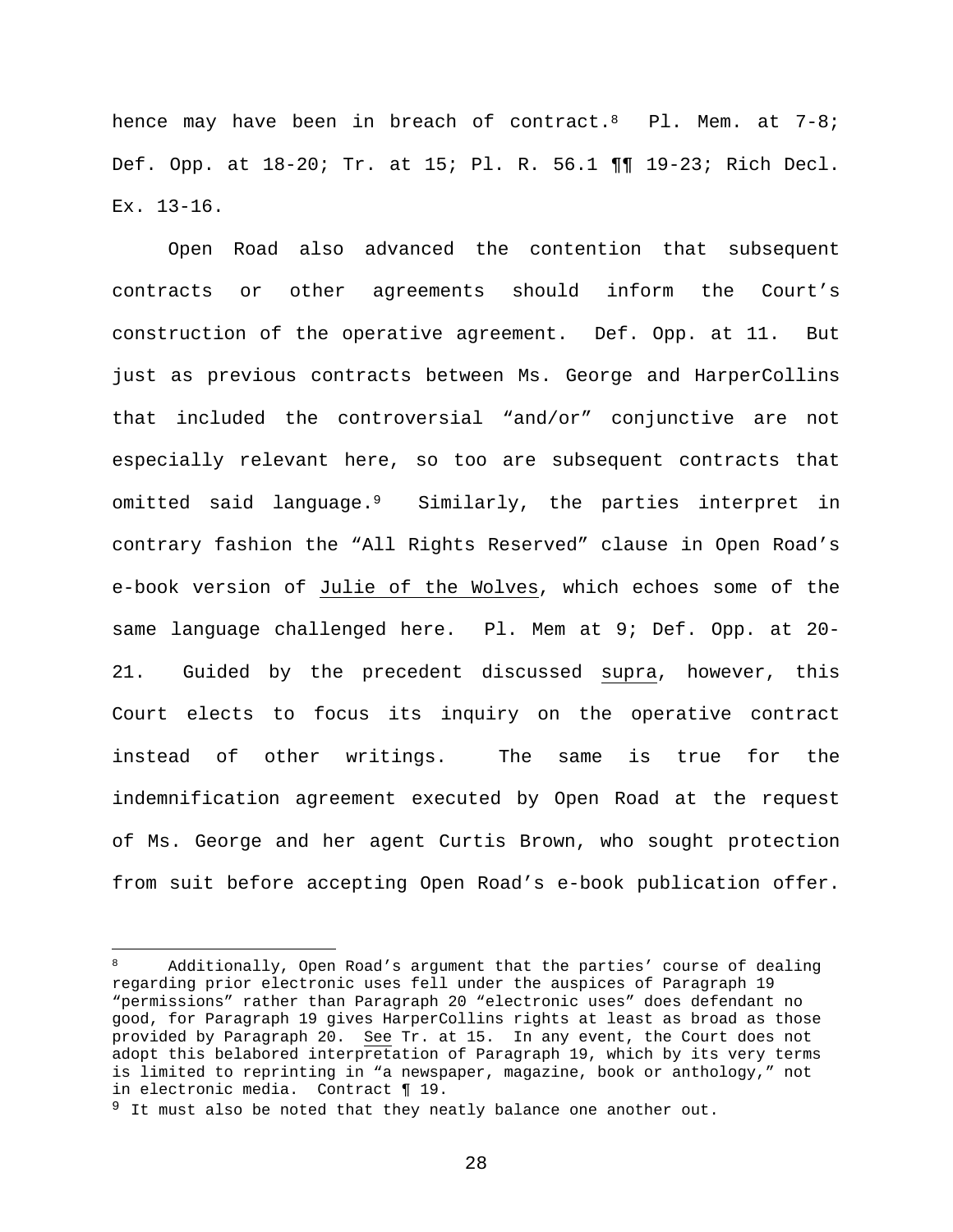hence may have been in breach of contract.[8] Pl. Mem. at 7-8; Def. Opp. at 18-20; Tr. at 15; Pl. R. 56.1 ¶¶ 19-23; Rich Decl. Ex. 13-16.

Open Road also advanced the contention that subsequent contracts or other agreements should inform the Court's construction of the operative agreement. Def. Opp. at 11. But just as previous contracts between Ms. George and HarperCollins that included the controversial "and/or" conjunctive are not especially relevant here, so too are subsequent contracts that omitted said language.[9] Similarly, the parties interpret in contrary fashion the "All Rights Reserved" clause in Open Road's e-book version of Julie of the Wolves, which echoes some of the same language challenged here. Pl. Mem at 9; Def. Opp. at 20-21. Guided by the precedent discussed supra, however, this Court elects to focus its inquiry on the operative contract instead of other writings. The same is true for the indemnification agreement executed by Open Road at the request of Ms. George and her agent Curtis Brown, who sought protection from suit before accepting Open Road's e-book publication offer.

---

[8] Additionally, Open Road's argument that the parties' course of dealing regarding prior electronic uses fell under the auspices of Paragraph 19 "permissions" rather than Paragraph 20 "electronic uses" does defendant no good, for Paragraph 19 gives HarperCollins rights at least as broad as those provided by Paragraph 20. See Tr. at 15. In any event, the Court does not adopt this belabored interpretation of Paragraph 19, which by its very terms is limited to reprinting in "a newspaper, magazine, book or anthology," not in electronic media. Contract ¶ 19.

[9] It must also be noted that they neatly balance one another out.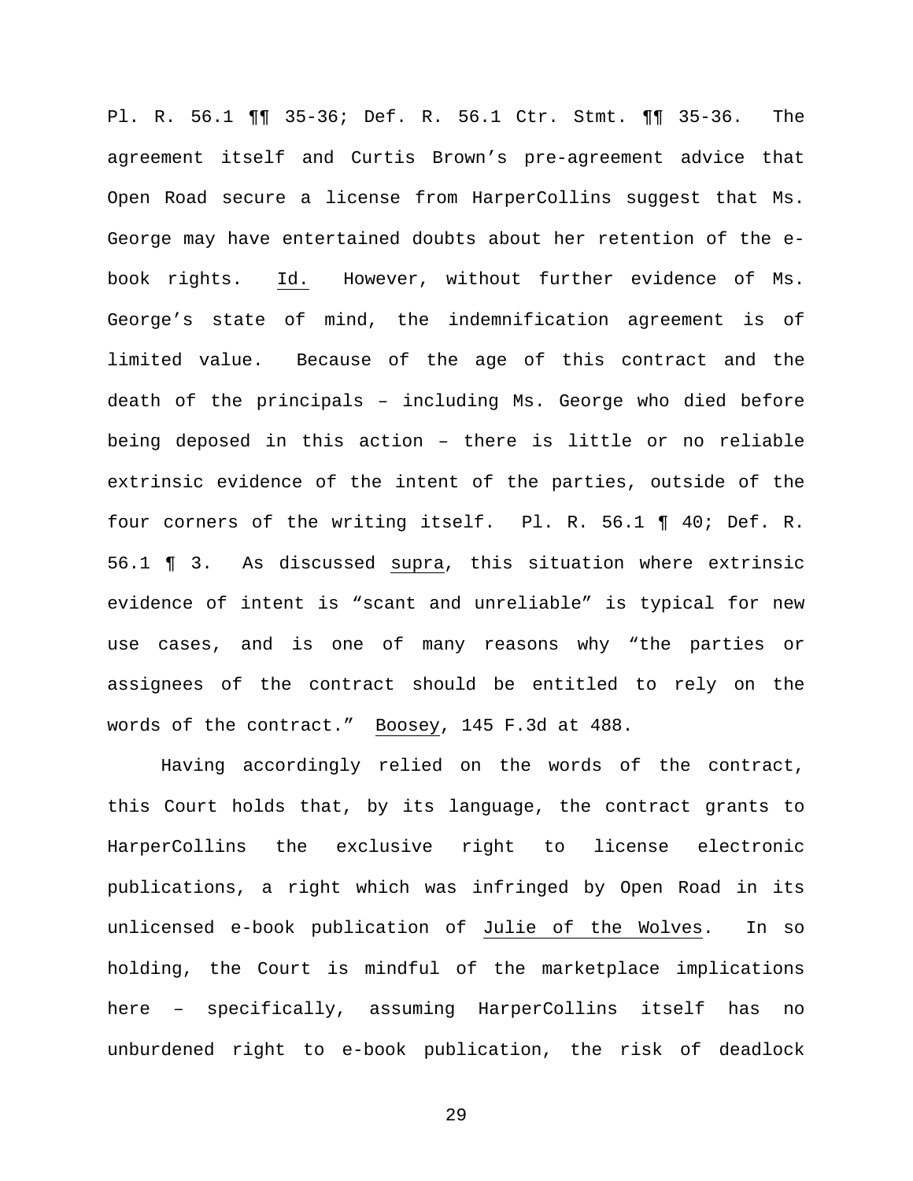Pl. R. 56.1 ¶¶ 35-36; Def. R. 56.1 Ctr. Stmt. ¶¶ 35-36. The agreement itself and Curtis Brown's pre-agreement advice that Open Road secure a license from HarperCollins suggest that Ms. George may have entertained doubts about her retention of the e-book rights. Id. However, without further evidence of Ms. George's state of mind, the indemnification agreement is of limited value. Because of the age of this contract and the death of the principals – including Ms. George who died before being deposed in this action – there is little or no reliable extrinsic evidence of the intent of the parties, outside of the four corners of the writing itself. Pl. R. 56.1 ¶ 40; Def. R. 56.1 ¶ 3. As discussed supra, this situation where extrinsic evidence of intent is "scant and unreliable" is typical for new use cases, and is one of many reasons why "the parties or assignees of the contract should be entitled to rely on the words of the contract." Boosey, 145 F.3d at 488.

Having accordingly relied on the words of the contract, this Court holds that, by its language, the contract grants to HarperCollins the exclusive right to license electronic publications, a right which was infringed by Open Road in its unlicensed e-book publication of Julie of the Wolves. In so holding, the Court is mindful of the marketplace implications here – specifically, assuming HarperCollins itself has no unburdened right to e-book publication, the risk of deadlock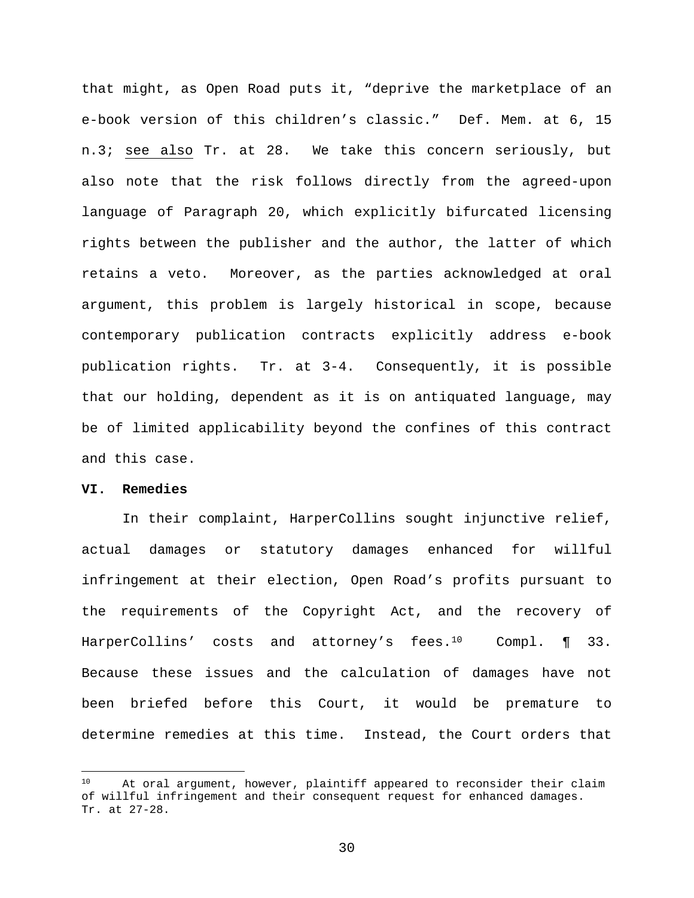that might, as Open Road puts it, "deprive the marketplace of an e-book version of this children's classic." Def. Mem. at 6, 15 n.3; see also Tr. at 28. We take this concern seriously, but also note that the risk follows directly from the agreed-upon language of Paragraph 20, which explicitly bifurcated licensing rights between the publisher and the author, the latter of which retains a veto. Moreover, as the parties acknowledged at oral argument, this problem is largely historical in scope, because contemporary publication contracts explicitly address e-book publication rights. Tr. at 3-4. Consequently, it is possible that our holding, dependent as it is on antiquated language, may be of limited applicability beyond the confines of this contract and this case.

**VI. Remedies**

In their complaint, HarperCollins sought injunctive relief, actual damages or statutory damages enhanced for willful infringement at their election, Open Road's profits pursuant to the requirements of the Copyright Act, and the recovery of HarperCollins' costs and attorney's fees.[10] Compl. ¶ 33. Because these issues and the calculation of damages have not been briefed before this Court, it would be premature to determine remedies at this time. Instead, the Court orders that

[10] At oral argument, however, plaintiff appeared to reconsider their claim of willful infringement and their consequent request for enhanced damages. Tr. at 27-28.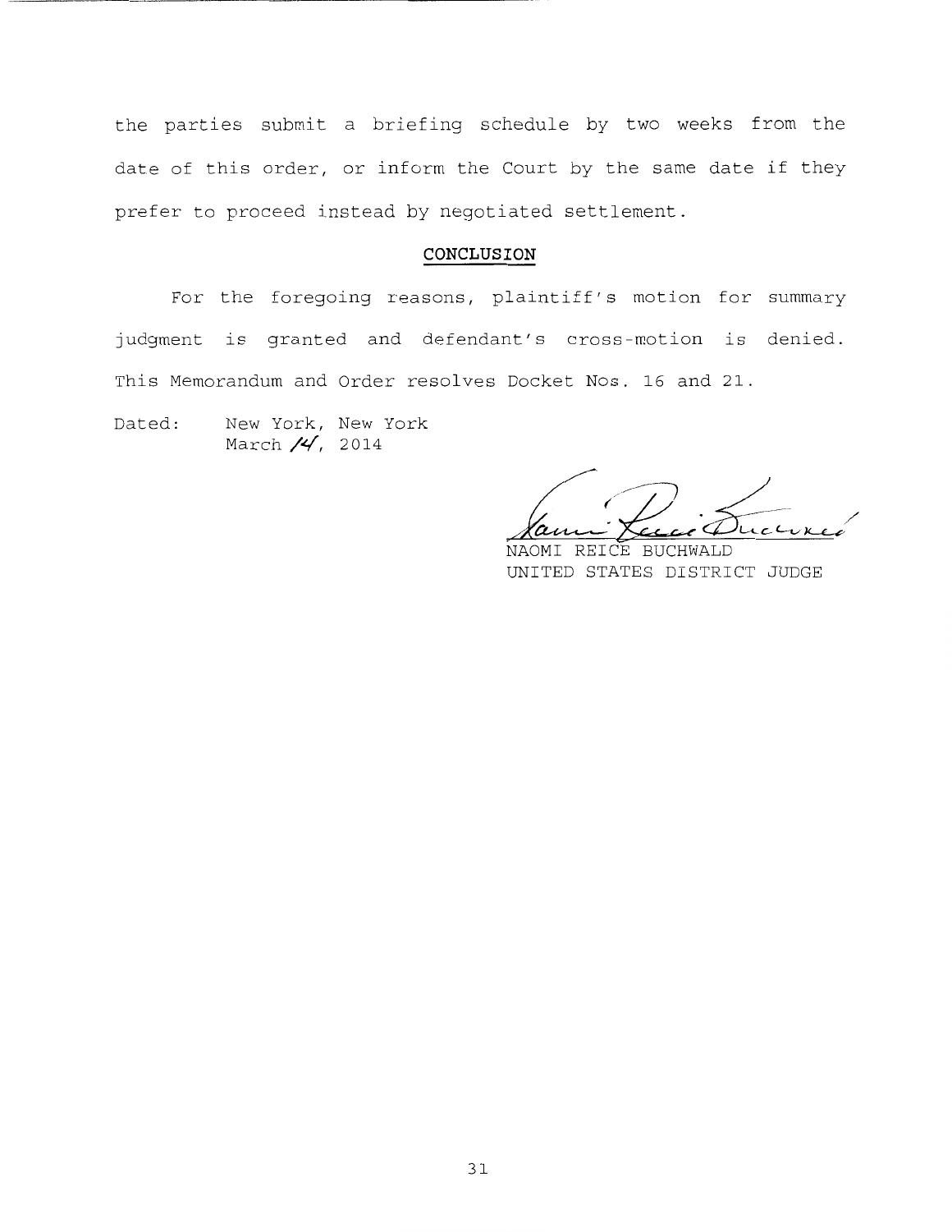the parties submit a briefing schedule by two weeks from the date of this order, or inform the Court by the same date if they prefer to proceed instead by negotiated settlement.

## CONCLUSION

For the foregoing reasons, plaintiff's motion for summary judgment is granted and defendant's cross-motion is denied. This Memorandum and Order resolves Docket Nos. 16 and 21.

Dated: New York, New York
March 14, 2014

NAOMI REICE BUCHWALD
UNITED STATES DISTRICT JUDGE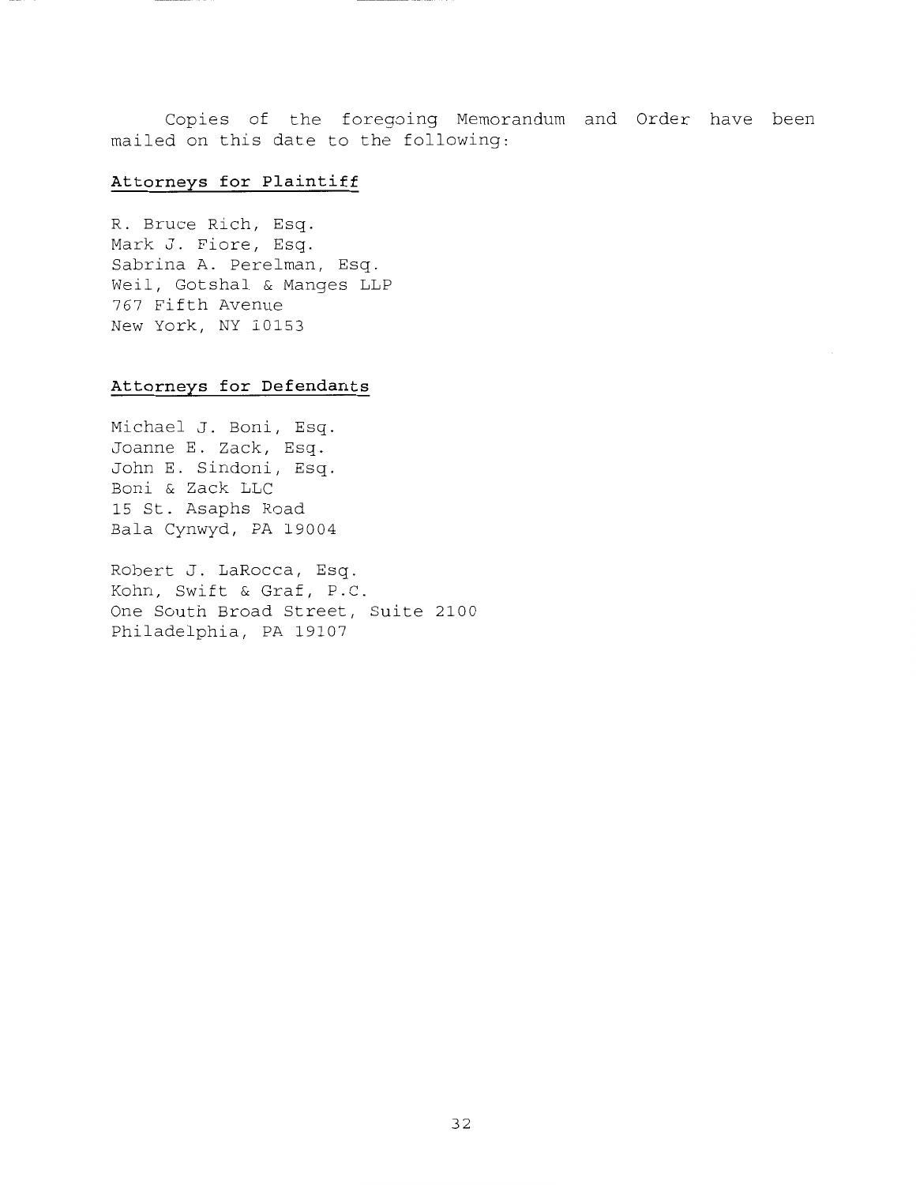Copies of the foregoing Memorandum and Order have been mailed on this date to the following:

**Attorneys for Plaintiff**

R. Bruce Rich, Esq.
Mark J. Fiore, Esq.
Sabrina A. Perelman, Esq.
Weil, Gotshal & Manges LLP
767 Fifth Avenue
New York, NY 10153

**Attorneys for Defendants**

Michael J. Boni, Esq.
Joanne E. Zack, Esq.
John E. Sindoni, Esq.
Boni & Zack LLC
15 St. Asaphs Road
Bala Cynwyd, PA 19004

Robert J. LaRocca, Esq.
Kohn, Swift & Graf, P.C.
One South Broad Street, Suite 2100
Philadelphia, PA 19107